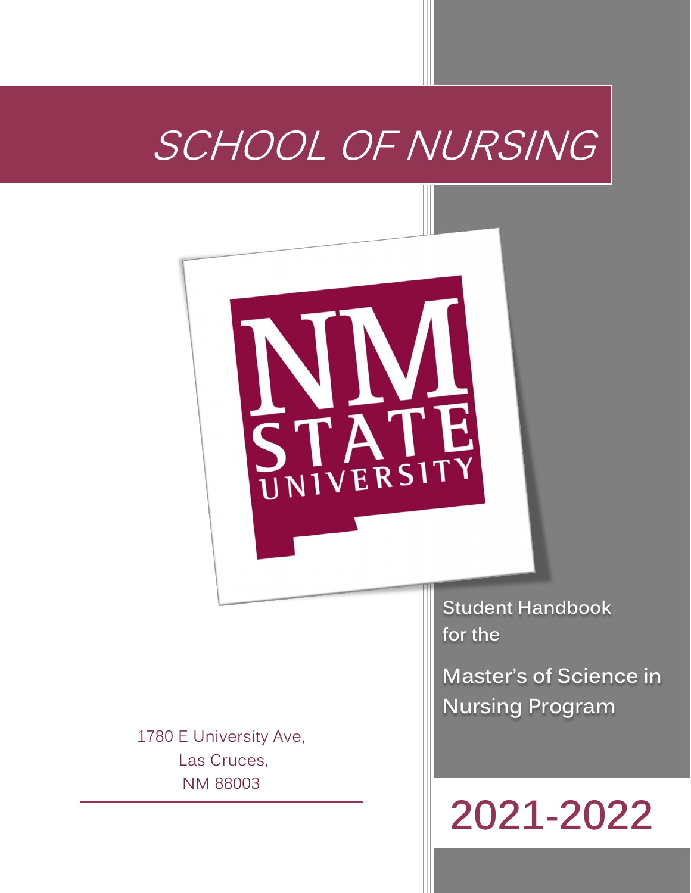# SCHOOL OF NURSING

NM STATE UNIVERSITY

Student Handbook for the

## Master's of Science in Nursing Program

1780 E University Ave,
Las Cruces,
NM 88003

# 2021-2022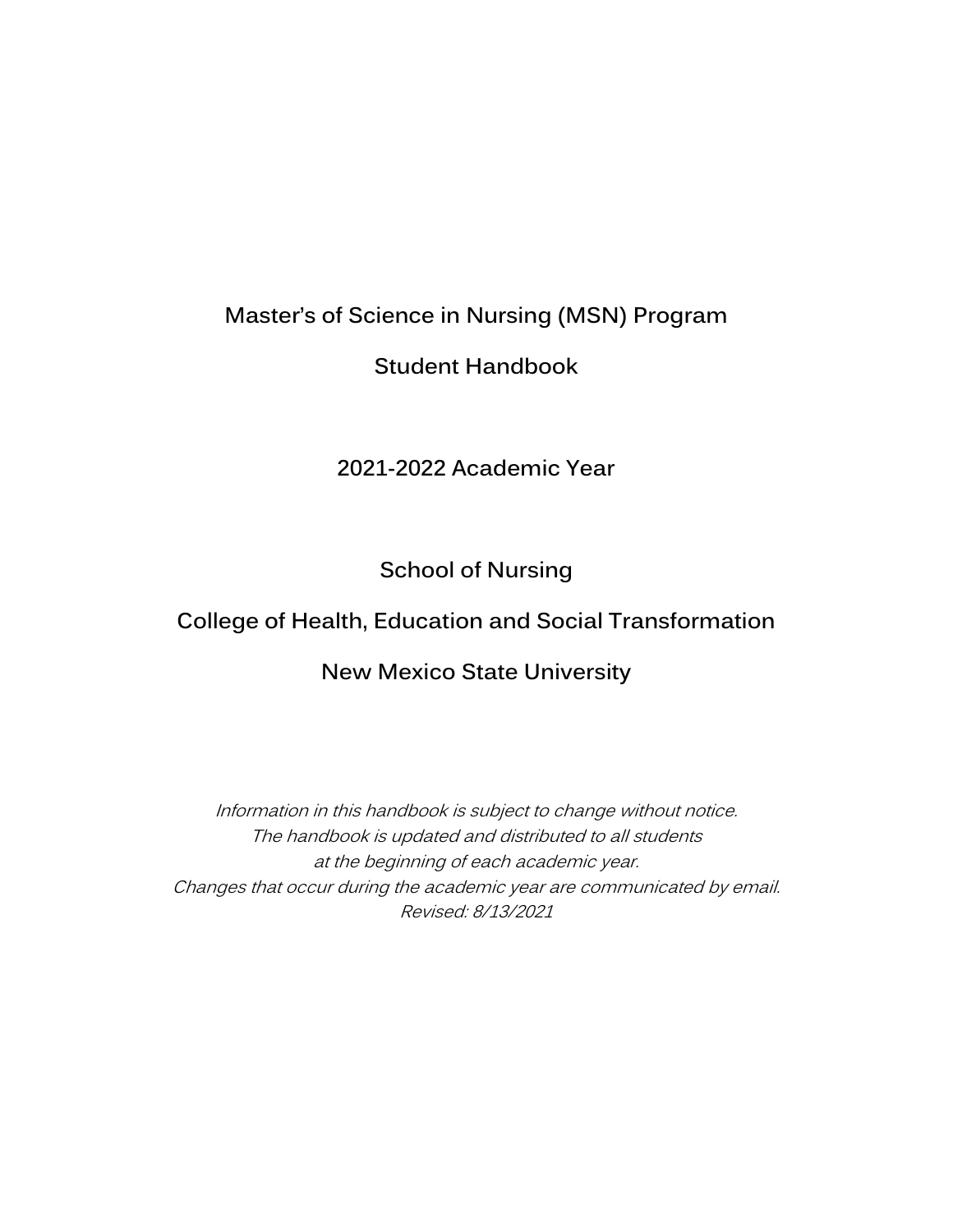# Master's of Science in Nursing (MSN) Program

# Student Handbook

## 2021-2022 Academic Year

## School of Nursing

## College of Health, Education and Social Transformation

## New Mexico State University

*Information in this handbook is subject to change without notice.*
*The handbook is updated and distributed to all students*
*at the beginning of each academic year.*
*Changes that occur during the academic year are communicated by email.*
*Revised: 8/13/2021*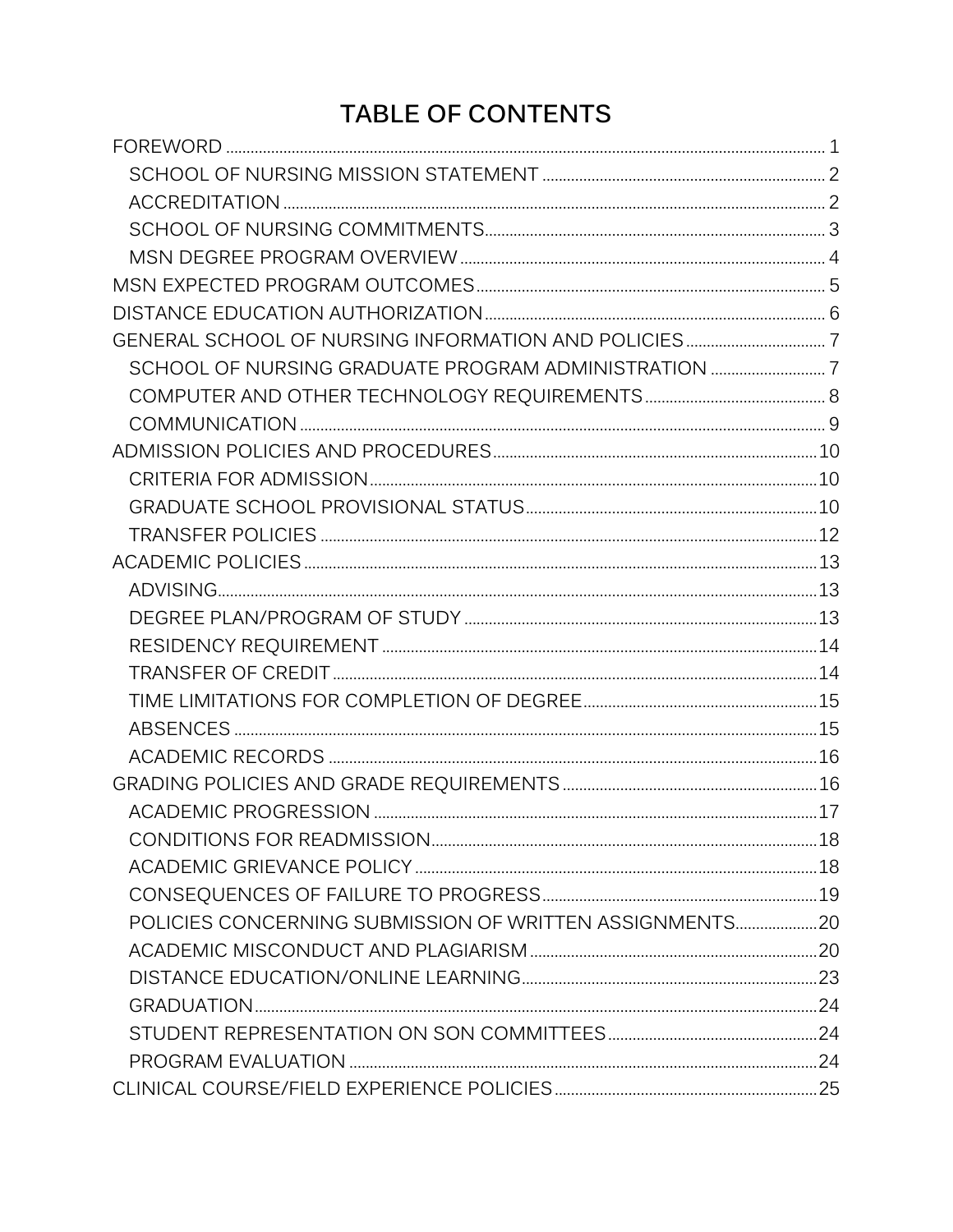# TABLE OF CONTENTS

- FOREWORD ..... 1
  - SCHOOL OF NURSING MISSION STATEMENT ..... 2
  - ACCREDITATION ..... 2
  - SCHOOL OF NURSING COMMITMENTS ..... 3
  - MSN DEGREE PROGRAM OVERVIEW ..... 4
- MSN EXPECTED PROGRAM OUTCOMES ..... 5
- DISTANCE EDUCATION AUTHORIZATION ..... 6
- GENERAL SCHOOL OF NURSING INFORMATION AND POLICIES ..... 7
  - SCHOOL OF NURSING GRADUATE PROGRAM ADMINISTRATION ..... 7
  - COMPUTER AND OTHER TECHNOLOGY REQUIREMENTS ..... 8
  - COMMUNICATION ..... 9
- ADMISSION POLICIES AND PROCEDURES ..... 10
  - CRITERIA FOR ADMISSION ..... 10
  - GRADUATE SCHOOL PROVISIONAL STATUS ..... 10
  - TRANSFER POLICIES ..... 12
- ACADEMIC POLICIES ..... 13
  - ADVISING ..... 13
  - DEGREE PLAN/PROGRAM OF STUDY ..... 13
  - RESIDENCY REQUIREMENT ..... 14
  - TRANSFER OF CREDIT ..... 14
  - TIME LIMITATIONS FOR COMPLETION OF DEGREE ..... 15
  - ABSENCES ..... 15
  - ACADEMIC RECORDS ..... 16
- GRADING POLICIES AND GRADE REQUIREMENTS ..... 16
  - ACADEMIC PROGRESSION ..... 17
  - CONDITIONS FOR READMISSION ..... 18
  - ACADEMIC GRIEVANCE POLICY ..... 18
  - CONSEQUENCES OF FAILURE TO PROGRESS ..... 19
  - POLICIES CONCERNING SUBMISSION OF WRITTEN ASSIGNMENTS ..... 20
  - ACADEMIC MISCONDUCT AND PLAGIARISM ..... 20
  - DISTANCE EDUCATION/ONLINE LEARNING ..... 23
  - GRADUATION ..... 24
  - STUDENT REPRESENTATION ON SON COMMITTEES ..... 24
  - PROGRAM EVALUATION ..... 24
- CLINICAL COURSE/FIELD EXPERIENCE POLICIES ..... 25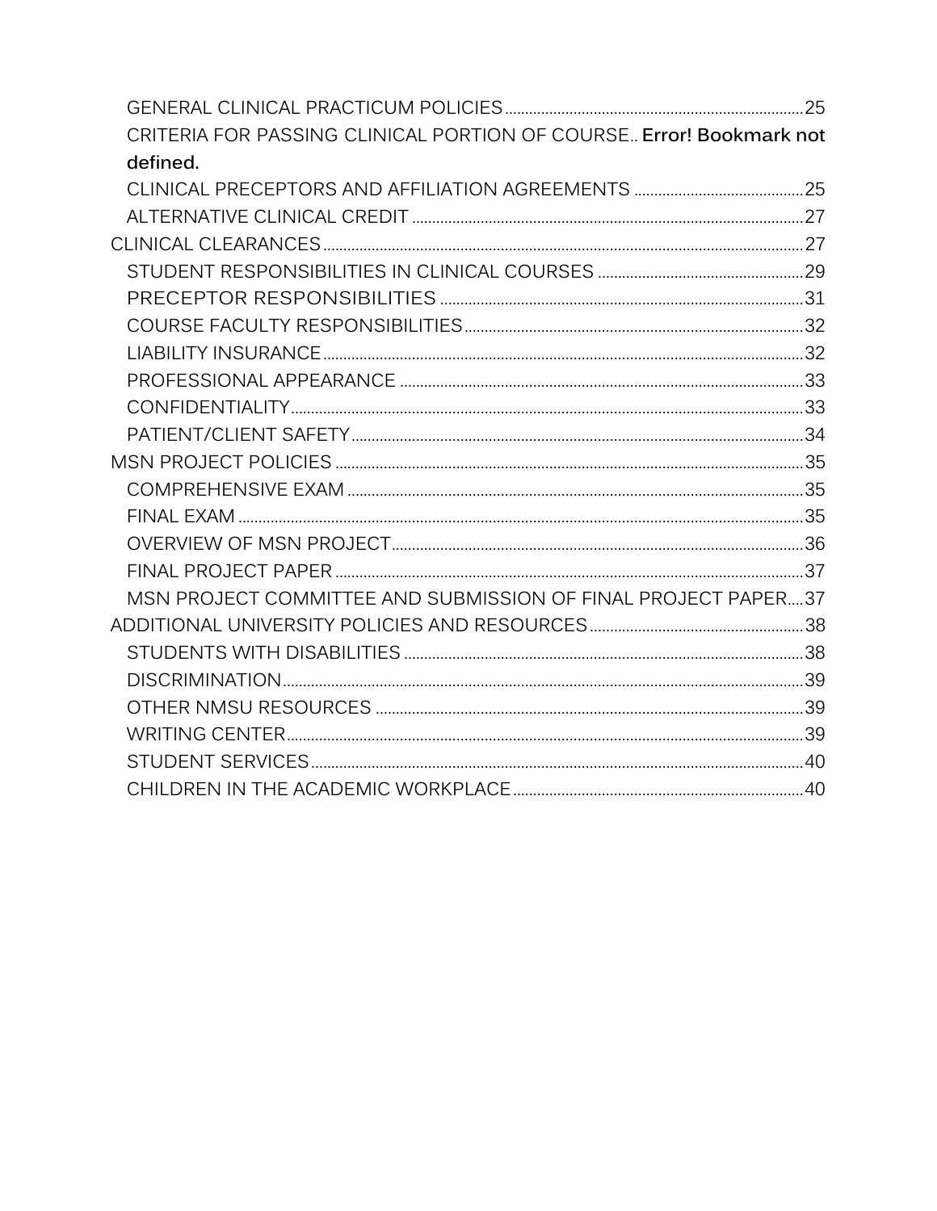- GENERAL CLINICAL PRACTICUM POLICIES ........ 25
  - CRITERIA FOR PASSING CLINICAL PORTION OF COURSE.. **Error! Bookmark not defined.**
  - CLINICAL PRECEPTORS AND AFFILIATION AGREEMENTS ........ 25
  - ALTERNATIVE CLINICAL CREDIT ........ 27
- CLINICAL CLEARANCES ........ 27
  - STUDENT RESPONSIBILITIES IN CLINICAL COURSES ........ 29
  - PRECEPTOR RESPONSIBILITIES ........ 31
  - COURSE FACULTY RESPONSIBILITIES ........ 32
  - LIABILITY INSURANCE ........ 32
  - PROFESSIONAL APPEARANCE ........ 33
  - CONFIDENTIALITY ........ 33
  - PATIENT/CLIENT SAFETY ........ 34
- MSN PROJECT POLICIES ........ 35
  - COMPREHENSIVE EXAM ........ 35
  - FINAL EXAM ........ 35
  - OVERVIEW OF MSN PROJECT ........ 36
  - FINAL PROJECT PAPER ........ 37
  - MSN PROJECT COMMITTEE AND SUBMISSION OF FINAL PROJECT PAPER.... 37
- ADDITIONAL UNIVERSITY POLICIES AND RESOURCES ........ 38
  - STUDENTS WITH DISABILITIES ........ 38
  - DISCRIMINATION ........ 39
  - OTHER NMSU RESOURCES ........ 39
  - WRITING CENTER ........ 39
  - STUDENT SERVICES ........ 40
  - CHILDREN IN THE ACADEMIC WORKPLACE ........ 40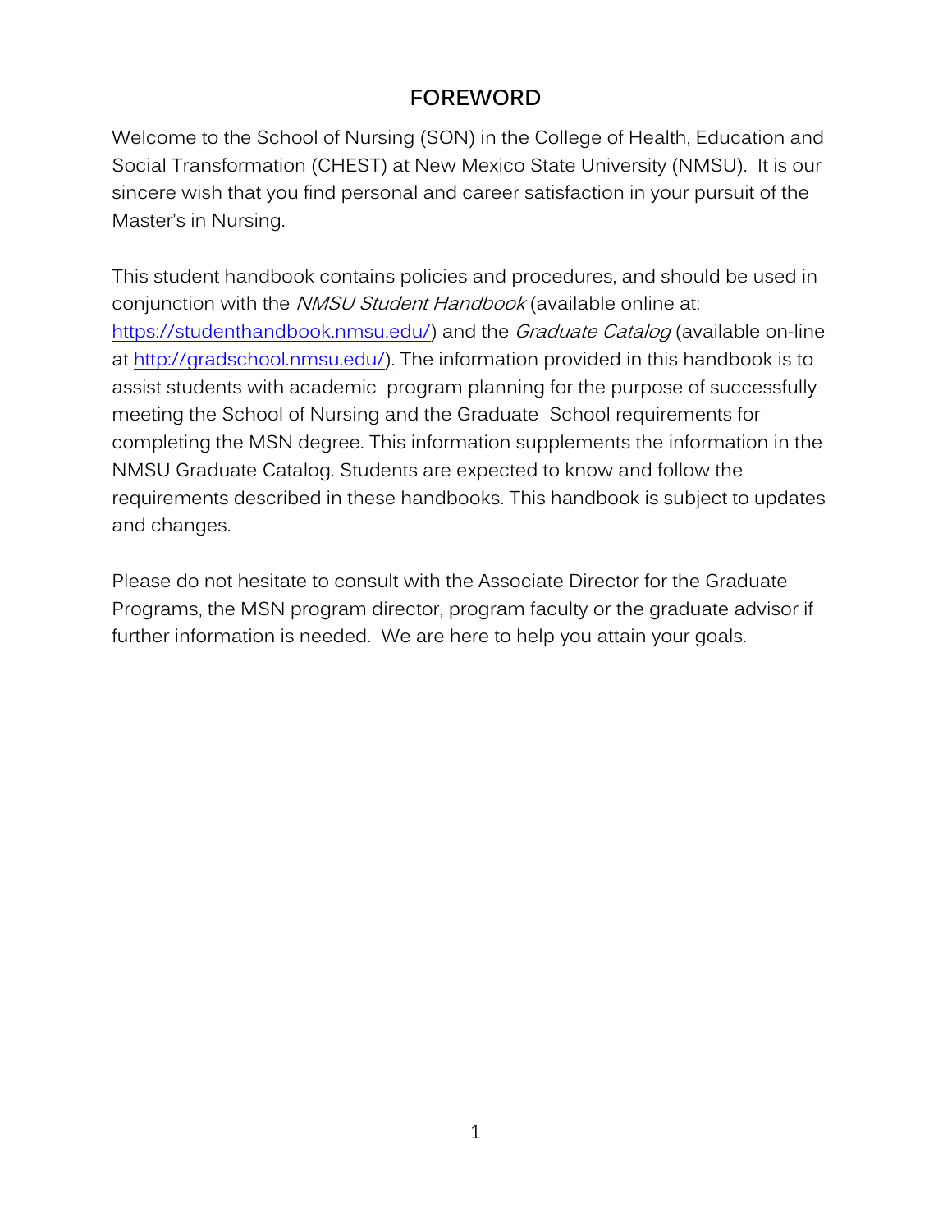# FOREWORD

Welcome to the School of Nursing (SON) in the College of Health, Education and Social Transformation (CHEST) at New Mexico State University (NMSU). It is our sincere wish that you find personal and career satisfaction in your pursuit of the Master's in Nursing.

This student handbook contains policies and procedures, and should be used in conjunction with the *NMSU Student Handbook* (available online at: https://studenthandbook.nmsu.edu/) and the *Graduate Catalog* (available on-line at http://gradschool.nmsu.edu/). The information provided in this handbook is to assist students with academic program planning for the purpose of successfully meeting the School of Nursing and the Graduate School requirements for completing the MSN degree. This information supplements the information in the NMSU Graduate Catalog. Students are expected to know and follow the requirements described in these handbooks. This handbook is subject to updates and changes.

Please do not hesitate to consult with the Associate Director for the Graduate Programs, the MSN program director, program faculty or the graduate advisor if further information is needed. We are here to help you attain your goals.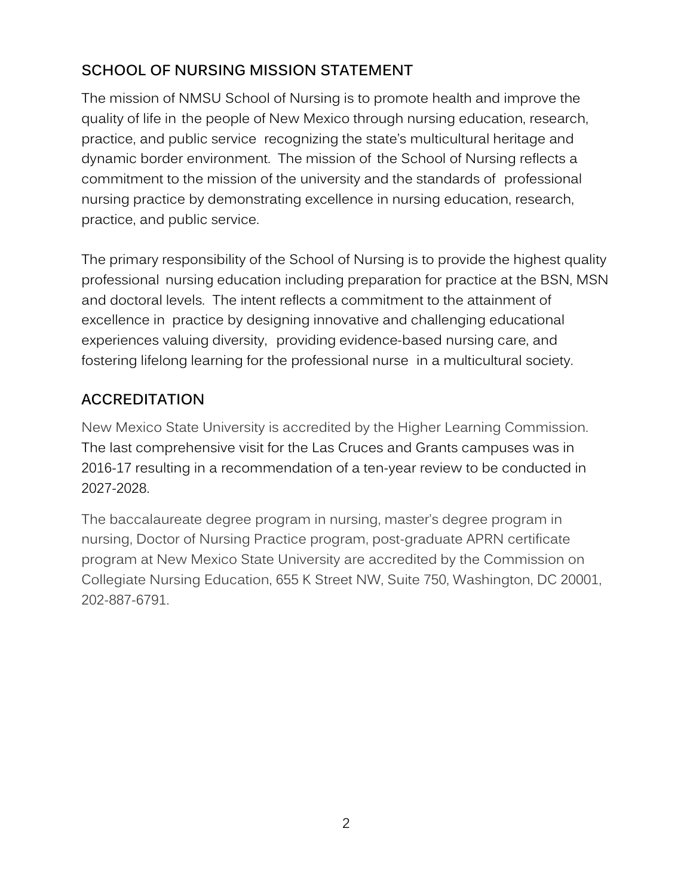## SCHOOL OF NURSING MISSION STATEMENT

The mission of NMSU School of Nursing is to promote health and improve the quality of life in the people of New Mexico through nursing education, research, practice, and public service recognizing the state's multicultural heritage and dynamic border environment. The mission of the School of Nursing reflects a commitment to the mission of the university and the standards of professional nursing practice by demonstrating excellence in nursing education, research, practice, and public service.

The primary responsibility of the School of Nursing is to provide the highest quality professional nursing education including preparation for practice at the BSN, MSN and doctoral levels. The intent reflects a commitment to the attainment of excellence in practice by designing innovative and challenging educational experiences valuing diversity, providing evidence-based nursing care, and fostering lifelong learning for the professional nurse in a multicultural society.

## ACCREDITATION

New Mexico State University is accredited by the Higher Learning Commission. The last comprehensive visit for the Las Cruces and Grants campuses was in 2016-17 resulting in a recommendation of a ten-year review to be conducted in 2027-2028.

The baccalaureate degree program in nursing, master's degree program in nursing, Doctor of Nursing Practice program, post-graduate APRN certificate program at New Mexico State University are accredited by the Commission on Collegiate Nursing Education, 655 K Street NW, Suite 750, Washington, DC 20001, 202-887-6791.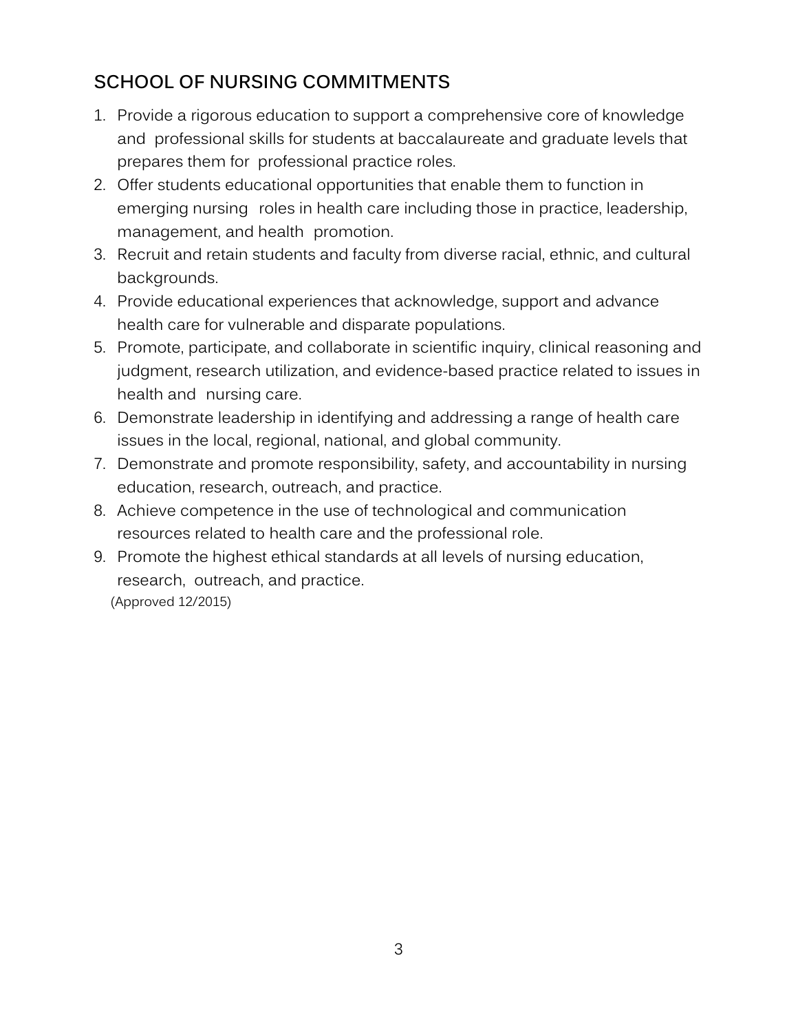## SCHOOL OF NURSING COMMITMENTS

1. Provide a rigorous education to support a comprehensive core of knowledge and professional skills for students at baccalaureate and graduate levels that prepares them for professional practice roles.
2. Offer students educational opportunities that enable them to function in emerging nursing roles in health care including those in practice, leadership, management, and health promotion.
3. Recruit and retain students and faculty from diverse racial, ethnic, and cultural backgrounds.
4. Provide educational experiences that acknowledge, support and advance health care for vulnerable and disparate populations.
5. Promote, participate, and collaborate in scientific inquiry, clinical reasoning and judgment, research utilization, and evidence-based practice related to issues in health and nursing care.
6. Demonstrate leadership in identifying and addressing a range of health care issues in the local, regional, national, and global community.
7. Demonstrate and promote responsibility, safety, and accountability in nursing education, research, outreach, and practice.
8. Achieve competence in the use of technological and communication resources related to health care and the professional role.
9. Promote the highest ethical standards at all levels of nursing education, research, outreach, and practice.

(Approved 12/2015)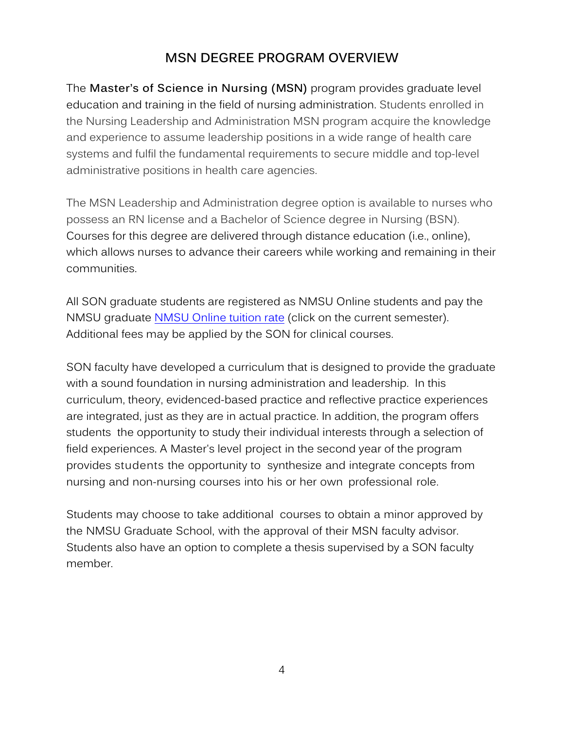## MSN DEGREE PROGRAM OVERVIEW

The **Master's of Science in Nursing (MSN)** program provides graduate level education and training in the field of nursing administration. Students enrolled in the Nursing Leadership and Administration MSN program acquire the knowledge and experience to assume leadership positions in a wide range of health care systems and fulfil the fundamental requirements to secure middle and top-level administrative positions in health care agencies.

The MSN Leadership and Administration degree option is available to nurses who possess an RN license and a Bachelor of Science degree in Nursing (BSN). Courses for this degree are delivered through distance education (i.e., online), which allows nurses to advance their careers while working and remaining in their communities.

All SON graduate students are registered as NMSU Online students and pay the NMSU graduate NMSU Online tuition rate (click on the current semester). Additional fees may be applied by the SON for clinical courses.

SON faculty have developed a curriculum that is designed to provide the graduate with a sound foundation in nursing administration and leadership. In this curriculum, theory, evidenced-based practice and reflective practice experiences are integrated, just as they are in actual practice. In addition, the program offers students the opportunity to study their individual interests through a selection of field experiences. A Master's level project in the second year of the program provides students the opportunity to synthesize and integrate concepts from nursing and non-nursing courses into his or her own professional role.

Students may choose to take additional courses to obtain a minor approved by the NMSU Graduate School, with the approval of their MSN faculty advisor. Students also have an option to complete a thesis supervised by a SON faculty member.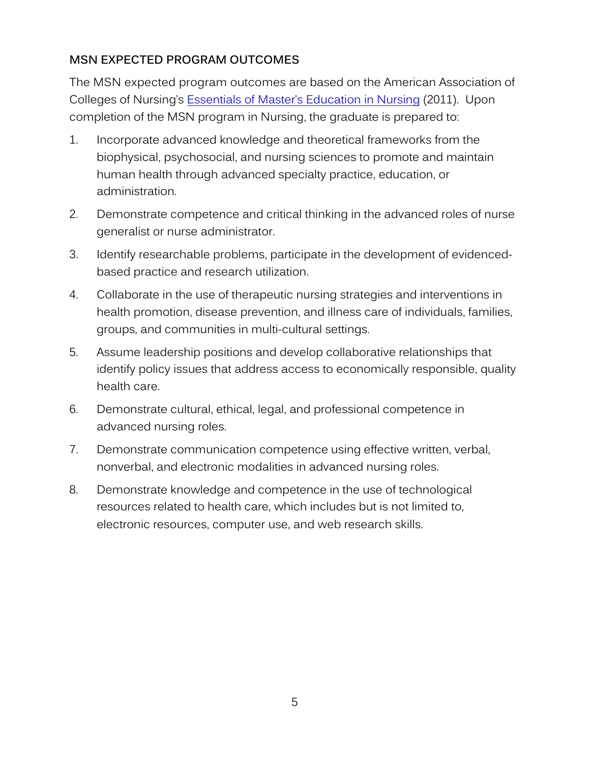## MSN EXPECTED PROGRAM OUTCOMES

The MSN expected program outcomes are based on the American Association of Colleges of Nursing's [Essentials of Master's Education in Nursing](#) (2011). Upon completion of the MSN program in Nursing, the graduate is prepared to:

1. Incorporate advanced knowledge and theoretical frameworks from the biophysical, psychosocial, and nursing sciences to promote and maintain human health through advanced specialty practice, education, or administration.
2. Demonstrate competence and critical thinking in the advanced roles of nurse generalist or nurse administrator.
3. Identify researchable problems, participate in the development of evidenced-based practice and research utilization.
4. Collaborate in the use of therapeutic nursing strategies and interventions in health promotion, disease prevention, and illness care of individuals, families, groups, and communities in multi-cultural settings.
5. Assume leadership positions and develop collaborative relationships that identify policy issues that address access to economically responsible, quality health care.
6. Demonstrate cultural, ethical, legal, and professional competence in advanced nursing roles.
7. Demonstrate communication competence using effective written, verbal, nonverbal, and electronic modalities in advanced nursing roles.
8. Demonstrate knowledge and competence in the use of technological resources related to health care, which includes but is not limited to, electronic resources, computer use, and web research skills.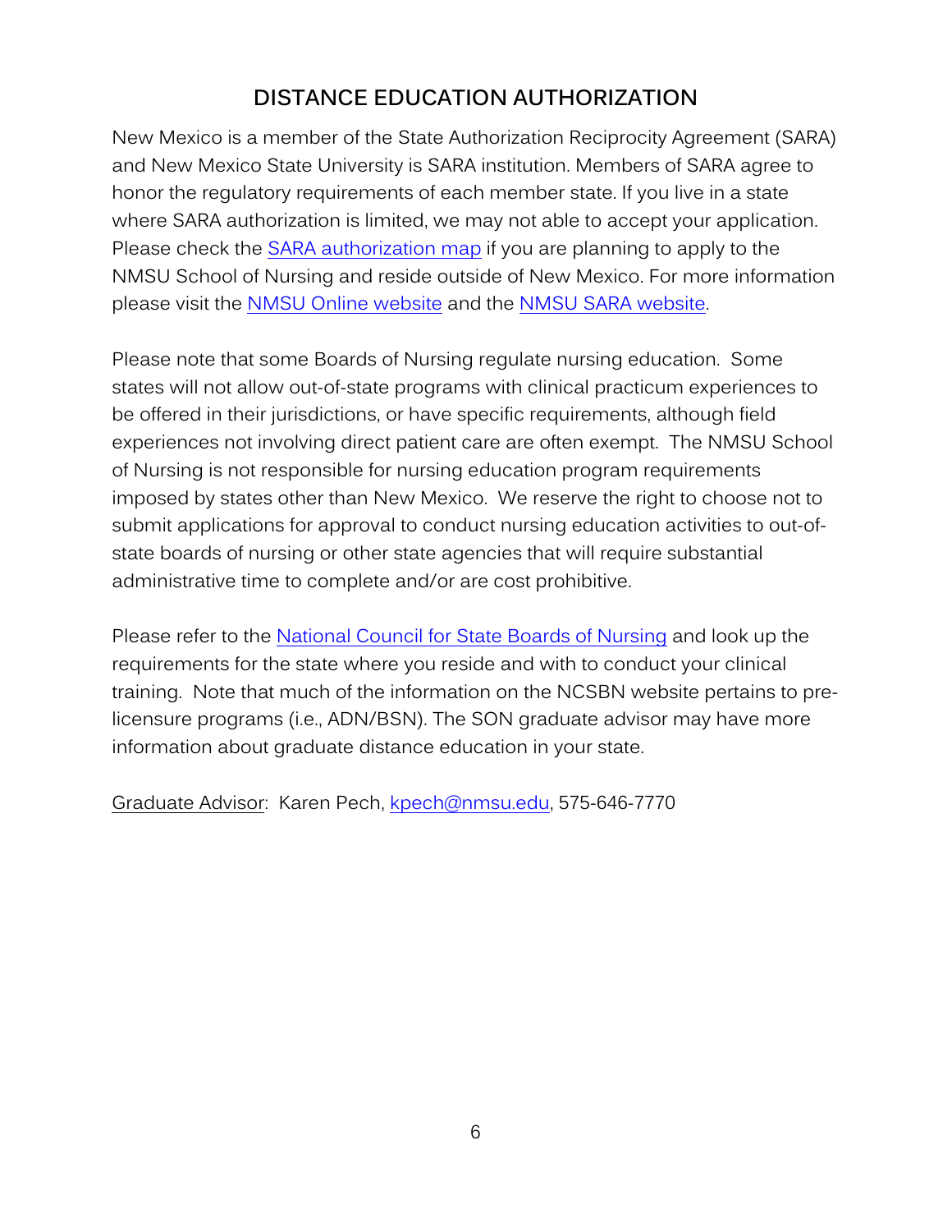## DISTANCE EDUCATION AUTHORIZATION

New Mexico is a member of the State Authorization Reciprocity Agreement (SARA) and New Mexico State University is SARA institution. Members of SARA agree to honor the regulatory requirements of each member state. If you live in a state where SARA authorization is limited, we may not able to accept your application. Please check the SARA authorization map if you are planning to apply to the NMSU School of Nursing and reside outside of New Mexico. For more information please visit the NMSU Online website and the NMSU SARA website.

Please note that some Boards of Nursing regulate nursing education. Some states will not allow out-of-state programs with clinical practicum experiences to be offered in their jurisdictions, or have specific requirements, although field experiences not involving direct patient care are often exempt. The NMSU School of Nursing is not responsible for nursing education program requirements imposed by states other than New Mexico. We reserve the right to choose not to submit applications for approval to conduct nursing education activities to out-of-state boards of nursing or other state agencies that will require substantial administrative time to complete and/or are cost prohibitive.

Please refer to the National Council for State Boards of Nursing and look up the requirements for the state where you reside and with to conduct your clinical training. Note that much of the information on the NCSBN website pertains to pre-licensure programs (i.e., ADN/BSN). The SON graduate advisor may have more information about graduate distance education in your state.

Graduate Advisor: Karen Pech, kpech@nmsu.edu, 575-646-7770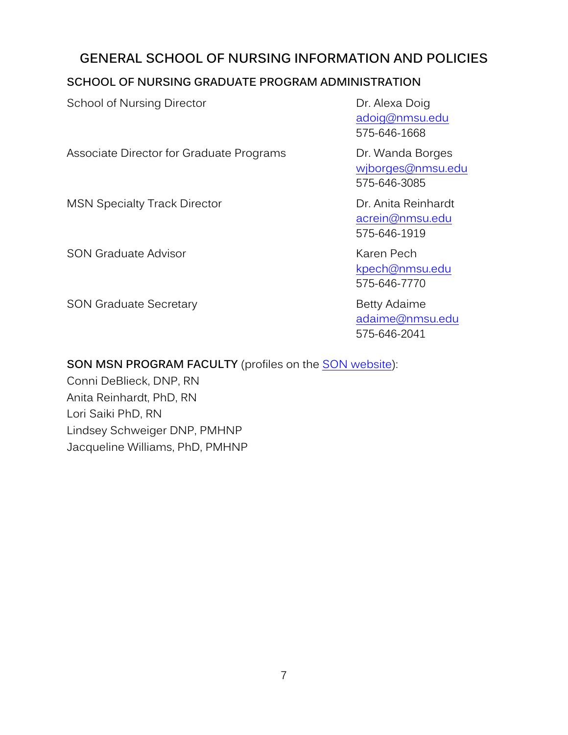# GENERAL SCHOOL OF NURSING INFORMATION AND POLICIES

## SCHOOL OF NURSING GRADUATE PROGRAM ADMINISTRATION

| | |
|---|---|
| School of Nursing Director | Dr. Alexa Doig<br>adoig@nmsu.edu<br>575-646-1668 |
| Associate Director for Graduate Programs | Dr. Wanda Borges<br>wjborges@nmsu.edu<br>575-646-3085 |
| MSN Specialty Track Director | Dr. Anita Reinhardt<br>acrein@nmsu.edu<br>575-646-1919 |
| SON Graduate Advisor | Karen Pech<br>kpech@nmsu.edu<br>575-646-7770 |
| SON Graduate Secretary | Betty Adaime<br>adaime@nmsu.edu<br>575-646-2041 |

**SON MSN PROGRAM FACULTY** (profiles on the SON website):

Conni DeBlieck, DNP, RN
Anita Reinhardt, PhD, RN
Lori Saiki PhD, RN
Lindsey Schweiger DNP, PMHNP
Jacqueline Williams, PhD, PMHNP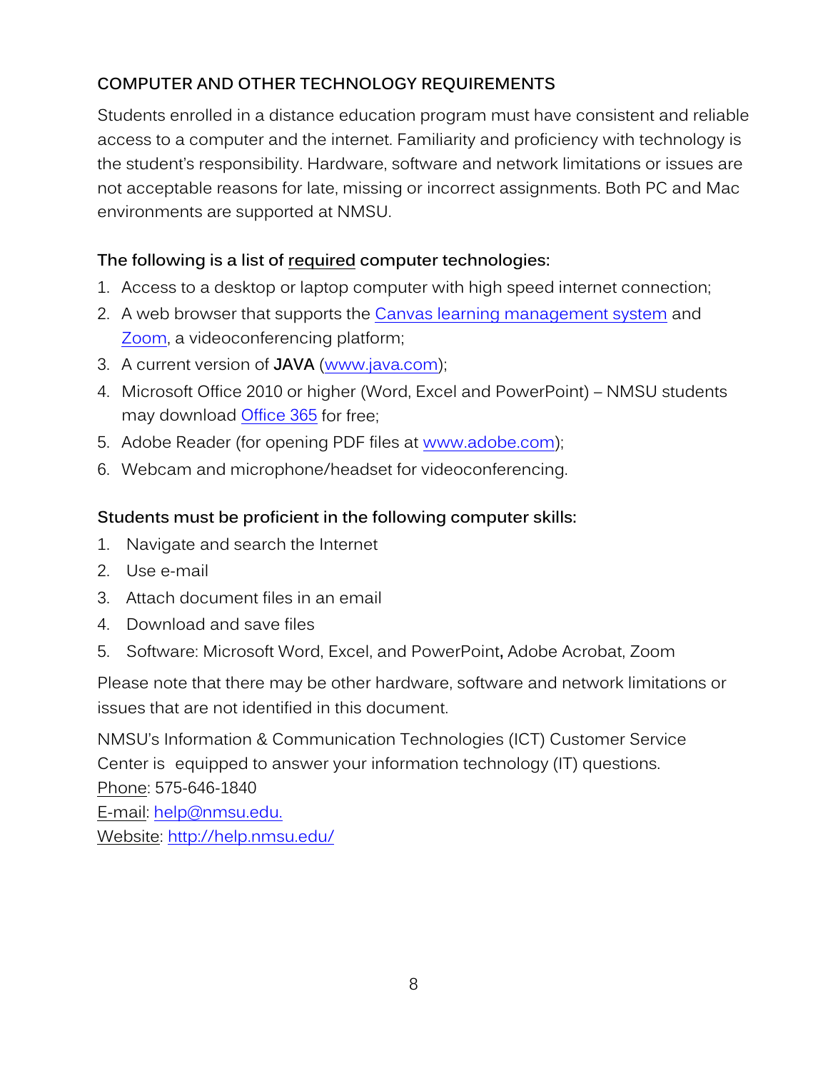## COMPUTER AND OTHER TECHNOLOGY REQUIREMENTS

Students enrolled in a distance education program must have consistent and reliable access to a computer and the internet. Familiarity and proficiency with technology is the student's responsibility. Hardware, software and network limitations or issues are not acceptable reasons for late, missing or incorrect assignments. Both PC and Mac environments are supported at NMSU.

**The following is a list of required computer technologies:**

1. Access to a desktop or laptop computer with high speed internet connection;
2. A web browser that supports the Canvas learning management system and Zoom, a videoconferencing platform;
3. A current version of **JAVA** (www.java.com);
4. Microsoft Office 2010 or higher (Word, Excel and PowerPoint) – NMSU students may download Office 365 for free;
5. Adobe Reader (for opening PDF files at www.adobe.com);
6. Webcam and microphone/headset for videoconferencing.

**Students must be proficient in the following computer skills:**

1. Navigate and search the Internet
2. Use e-mail
3. Attach document files in an email
4. Download and save files
5. Software: Microsoft Word, Excel, and PowerPoint, Adobe Acrobat, Zoom

Please note that there may be other hardware, software and network limitations or issues that are not identified in this document.

NMSU's Information & Communication Technologies (ICT) Customer Service Center is equipped to answer your information technology (IT) questions.
Phone: 575-646-1840
E-mail: help@nmsu.edu.
Website: http://help.nmsu.edu/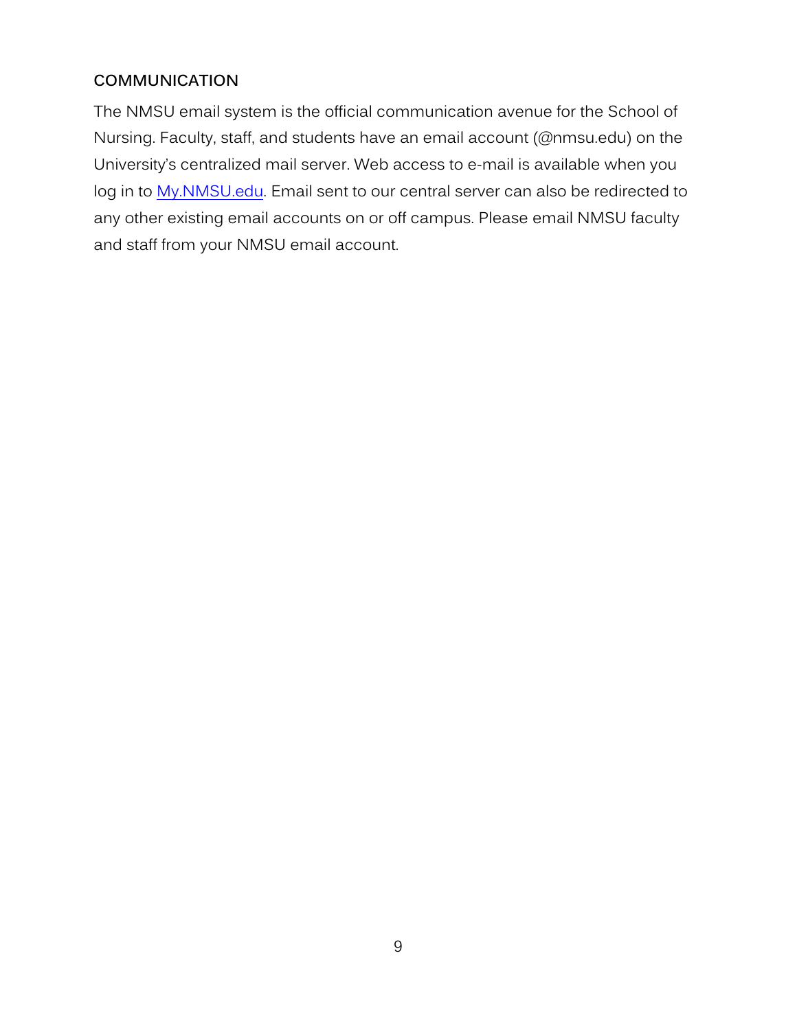## COMMUNICATION

The NMSU email system is the official communication avenue for the School of Nursing. Faculty, staff, and students have an email account (@nmsu.edu) on the University's centralized mail server. Web access to e-mail is available when you log in to [My.NMSU.edu](https://My.NMSU.edu). Email sent to our central server can also be redirected to any other existing email accounts on or off campus. Please email NMSU faculty and staff from your NMSU email account.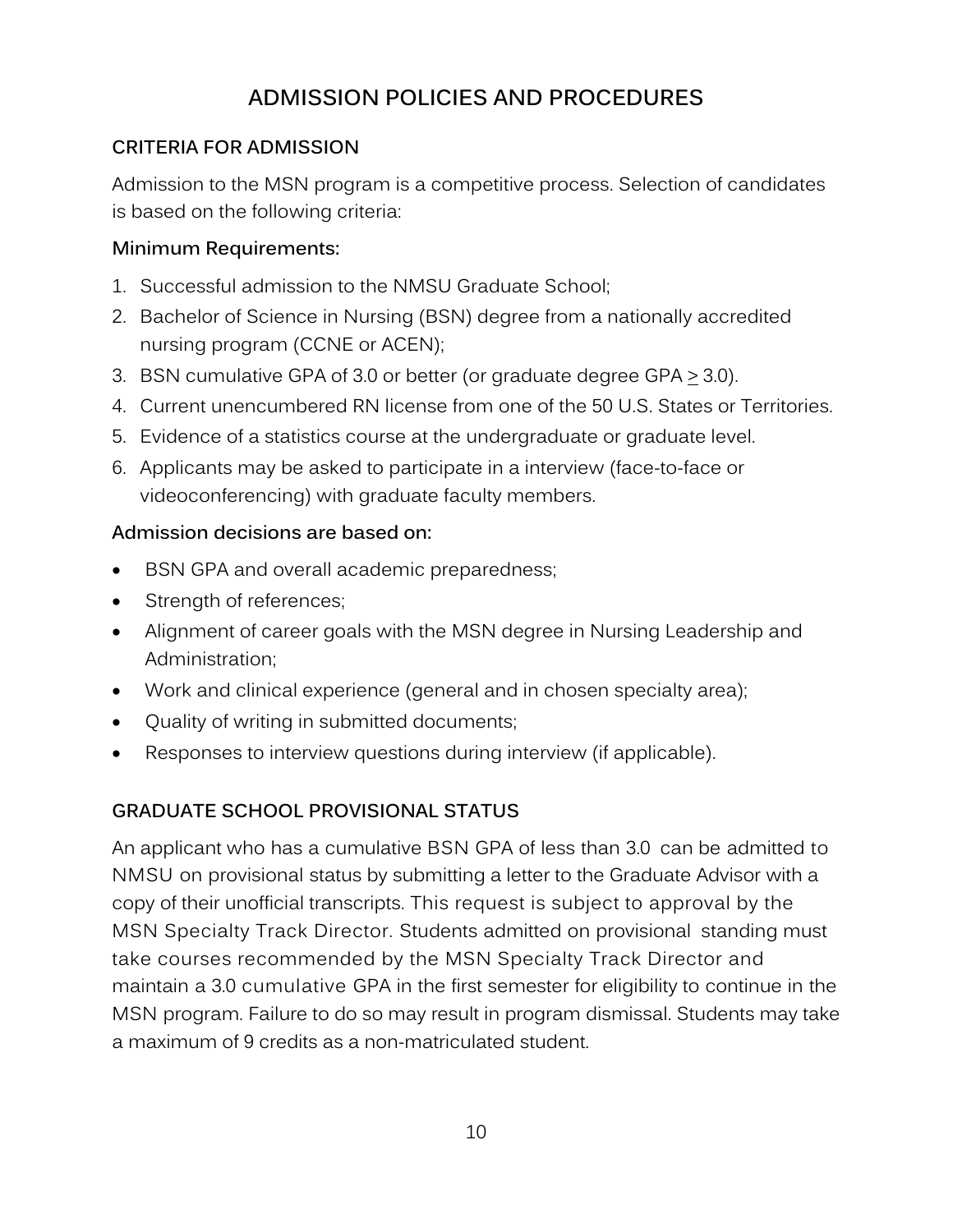# ADMISSION POLICIES AND PROCEDURES

## CRITERIA FOR ADMISSION

Admission to the MSN program is a competitive process. Selection of candidates is based on the following criteria:

### Minimum Requirements:

1. Successful admission to the NMSU Graduate School;
2. Bachelor of Science in Nursing (BSN) degree from a nationally accredited nursing program (CCNE or ACEN);
3. BSN cumulative GPA of 3.0 or better (or graduate degree GPA $\geq$ 3.0).
4. Current unencumbered RN license from one of the 50 U.S. States or Territories.
5. Evidence of a statistics course at the undergraduate or graduate level.
6. Applicants may be asked to participate in a interview (face-to-face or videoconferencing) with graduate faculty members.

### Admission decisions are based on:

- BSN GPA and overall academic preparedness;
- Strength of references;
- Alignment of career goals with the MSN degree in Nursing Leadership and Administration;
- Work and clinical experience (general and in chosen specialty area);
- Quality of writing in submitted documents;
- Responses to interview questions during interview (if applicable).

## GRADUATE SCHOOL PROVISIONAL STATUS

An applicant who has a cumulative BSN GPA of less than 3.0 can be admitted to NMSU on provisional status by submitting a letter to the Graduate Advisor with a copy of their unofficial transcripts. This request is subject to approval by the MSN Specialty Track Director. Students admitted on provisional standing must take courses recommended by the MSN Specialty Track Director and maintain a 3.0 cumulative GPA in the first semester for eligibility to continue in the MSN program. Failure to do so may result in program dismissal. Students may take a maximum of 9 credits as a non-matriculated student.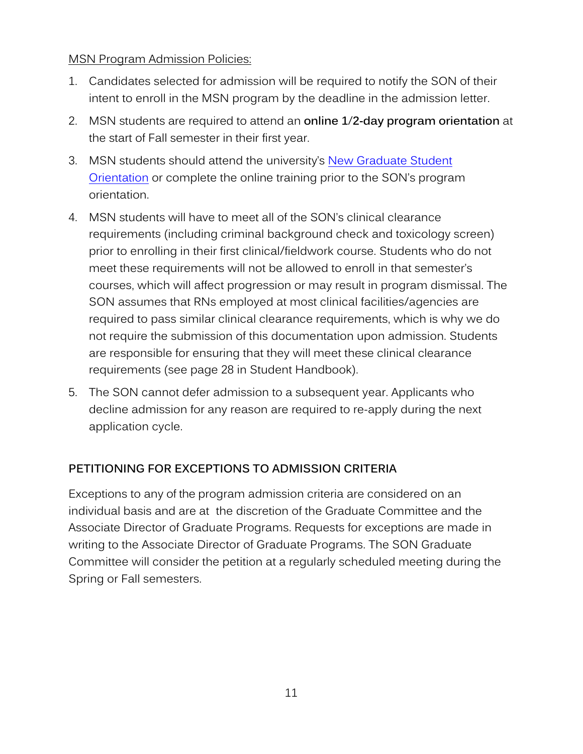MSN Program Admission Policies:

1. Candidates selected for admission will be required to notify the SON of their intent to enroll in the MSN program by the deadline in the admission letter.
2. MSN students are required to attend an **online 1/2-day program orientation** at the start of Fall semester in their first year.
3. MSN students should attend the university's [New Graduate Student Orientation] or complete the online training prior to the SON's program orientation.
4. MSN students will have to meet all of the SON's clinical clearance requirements (including criminal background check and toxicology screen) prior to enrolling in their first clinical/fieldwork course. Students who do not meet these requirements will not be allowed to enroll in that semester's courses, which will affect progression or may result in program dismissal. The SON assumes that RNs employed at most clinical facilities/agencies are required to pass similar clinical clearance requirements, which is why we do not require the submission of this documentation upon admission. Students are responsible for ensuring that they will meet these clinical clearance requirements (see page 28 in Student Handbook).
5. The SON cannot defer admission to a subsequent year. Applicants who decline admission for any reason are required to re-apply during the next application cycle.

## PETITIONING FOR EXCEPTIONS TO ADMISSION CRITERIA

Exceptions to any of the program admission criteria are considered on an individual basis and are at the discretion of the Graduate Committee and the Associate Director of Graduate Programs. Requests for exceptions are made in writing to the Associate Director of Graduate Programs. The SON Graduate Committee will consider the petition at a regularly scheduled meeting during the Spring or Fall semesters.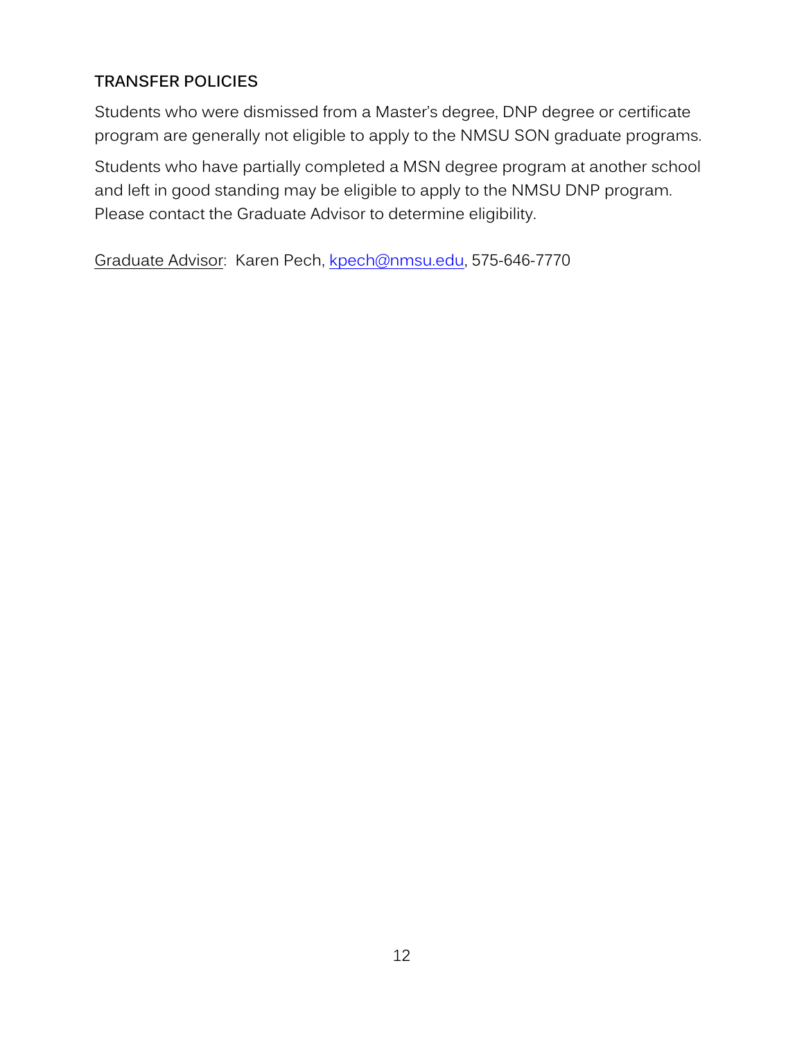## TRANSFER POLICIES

Students who were dismissed from a Master's degree, DNP degree or certificate program are generally not eligible to apply to the NMSU SON graduate programs.

Students who have partially completed a MSN degree program at another school and left in good standing may be eligible to apply to the NMSU DNP program. Please contact the Graduate Advisor to determine eligibility.

Graduate Advisor: Karen Pech, kpech@nmsu.edu, 575-646-7770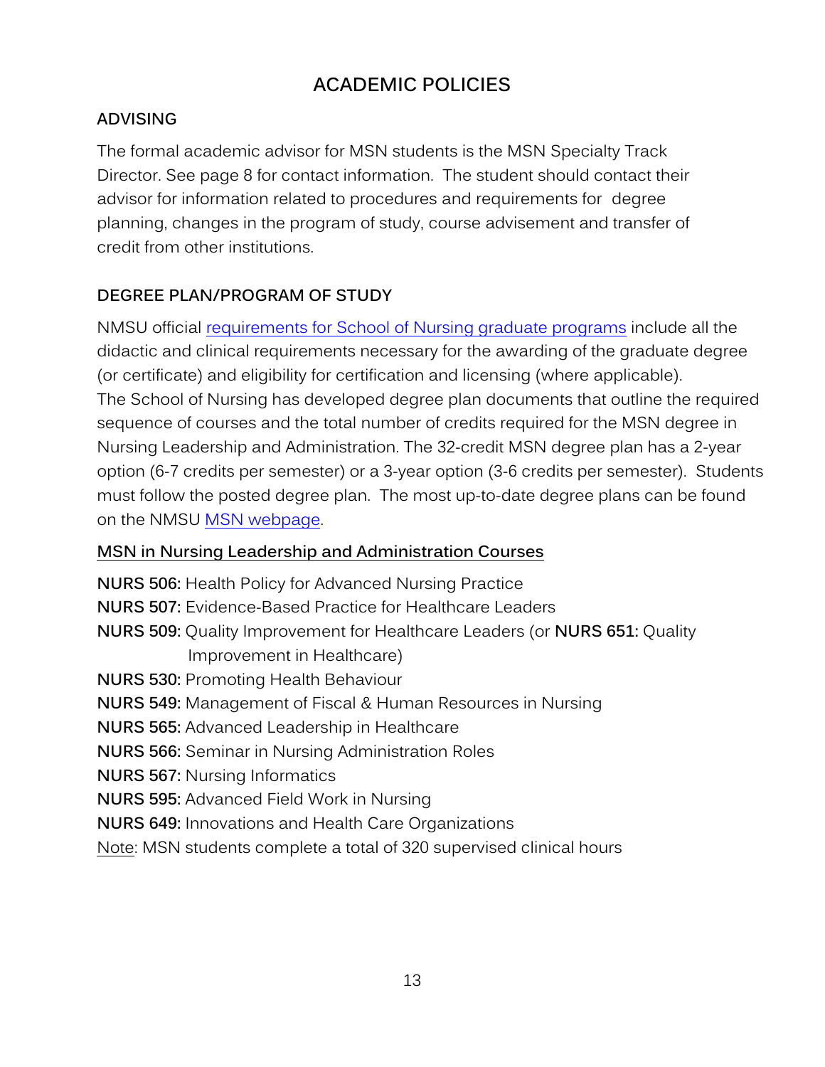# ACADEMIC POLICIES

## ADVISING

The formal academic advisor for MSN students is the MSN Specialty Track Director. See page 8 for contact information. The student should contact their advisor for information related to procedures and requirements for degree planning, changes in the program of study, course advisement and transfer of credit from other institutions.

## DEGREE PLAN/PROGRAM OF STUDY

NMSU official [requirements for School of Nursing graduate programs]() include all the didactic and clinical requirements necessary for the awarding of the graduate degree (or certificate) and eligibility for certification and licensing (where applicable). The School of Nursing has developed degree plan documents that outline the required sequence of courses and the total number of credits required for the MSN degree in Nursing Leadership and Administration. The 32-credit MSN degree plan has a 2-year option (6-7 credits per semester) or a 3-year option (3-6 credits per semester). Students must follow the posted degree plan. The most up-to-date degree plans can be found on the NMSU [MSN webpage]().

### MSN in Nursing Leadership and Administration Courses

**NURS 506:** Health Policy for Advanced Nursing Practice
**NURS 507:** Evidence-Based Practice for Healthcare Leaders
**NURS 509:** Quality Improvement for Healthcare Leaders (or **NURS 651:** Quality Improvement in Healthcare)
**NURS 530:** Promoting Health Behaviour
**NURS 549:** Management of Fiscal & Human Resources in Nursing
**NURS 565:** Advanced Leadership in Healthcare
**NURS 566:** Seminar in Nursing Administration Roles
**NURS 567:** Nursing Informatics
**NURS 595:** Advanced Field Work in Nursing
**NURS 649:** Innovations and Health Care Organizations
Note: MSN students complete a total of 320 supervised clinical hours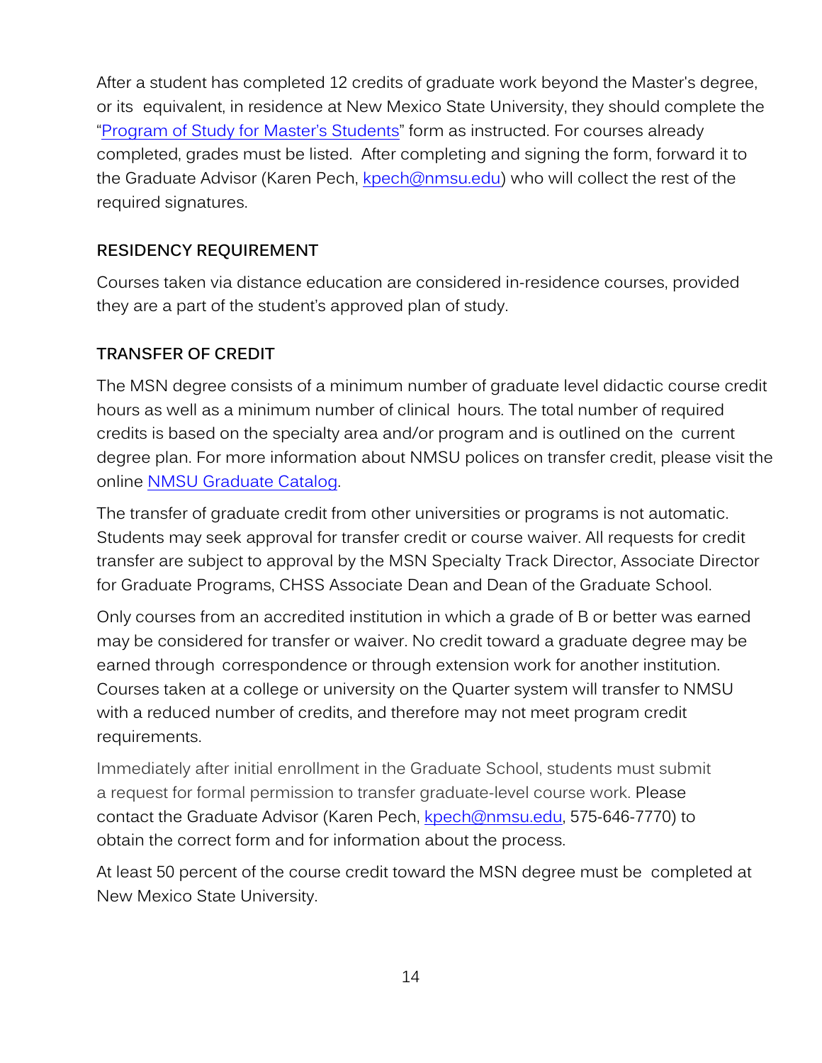After a student has completed 12 credits of graduate work beyond the Master's degree, or its equivalent, in residence at New Mexico State University, they should complete the "Program of Study for Master's Students" form as instructed. For courses already completed, grades must be listed. After completing and signing the form, forward it to the Graduate Advisor (Karen Pech, kpech@nmsu.edu) who will collect the rest of the required signatures.

## RESIDENCY REQUIREMENT

Courses taken via distance education are considered in-residence courses, provided they are a part of the student's approved plan of study.

## TRANSFER OF CREDIT

The MSN degree consists of a minimum number of graduate level didactic course credit hours as well as a minimum number of clinical hours. The total number of required credits is based on the specialty area and/or program and is outlined on the current degree plan. For more information about NMSU polices on transfer credit, please visit the online NMSU Graduate Catalog.

The transfer of graduate credit from other universities or programs is not automatic. Students may seek approval for transfer credit or course waiver. All requests for credit transfer are subject to approval by the MSN Specialty Track Director, Associate Director for Graduate Programs, CHSS Associate Dean and Dean of the Graduate School.

Only courses from an accredited institution in which a grade of B or better was earned may be considered for transfer or waiver. No credit toward a graduate degree may be earned through correspondence or through extension work for another institution. Courses taken at a college or university on the Quarter system will transfer to NMSU with a reduced number of credits, and therefore may not meet program credit requirements.

Immediately after initial enrollment in the Graduate School, students must submit a request for formal permission to transfer graduate-level course work. Please contact the Graduate Advisor (Karen Pech, kpech@nmsu.edu, 575-646-7770) to obtain the correct form and for information about the process.

At least 50 percent of the course credit toward the MSN degree must be completed at New Mexico State University.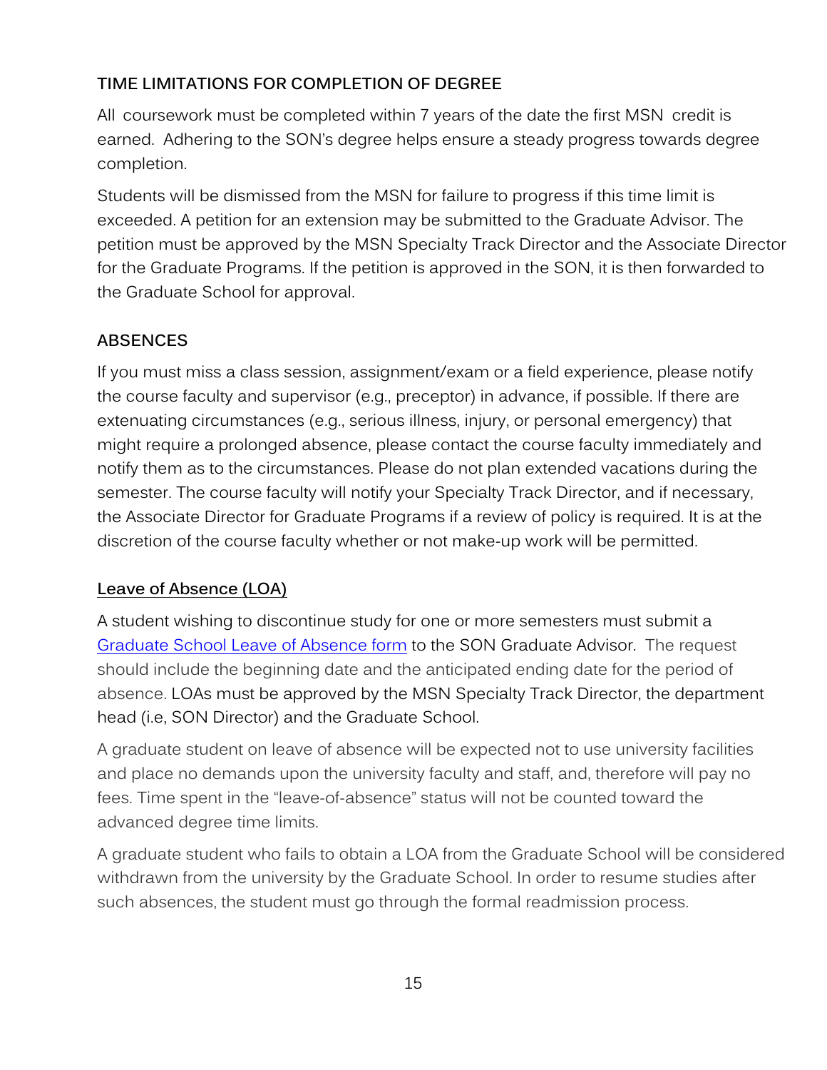## TIME LIMITATIONS FOR COMPLETION OF DEGREE

All coursework must be completed within 7 years of the date the first MSN credit is earned. Adhering to the SON's degree helps ensure a steady progress towards degree completion.

Students will be dismissed from the MSN for failure to progress if this time limit is exceeded. A petition for an extension may be submitted to the Graduate Advisor. The petition must be approved by the MSN Specialty Track Director and the Associate Director for the Graduate Programs. If the petition is approved in the SON, it is then forwarded to the Graduate School for approval.

## ABSENCES

If you must miss a class session, assignment/exam or a field experience, please notify the course faculty and supervisor (e.g., preceptor) in advance, if possible. If there are extenuating circumstances (e.g., serious illness, injury, or personal emergency) that might require a prolonged absence, please contact the course faculty immediately and notify them as to the circumstances. Please do not plan extended vacations during the semester. The course faculty will notify your Specialty Track Director, and if necessary, the Associate Director for Graduate Programs if a review of policy is required. It is at the discretion of the course faculty whether or not make-up work will be permitted.

### Leave of Absence (LOA)

A student wishing to discontinue study for one or more semesters must submit a Graduate School Leave of Absence form to the SON Graduate Advisor. The request should include the beginning date and the anticipated ending date for the period of absence. LOAs must be approved by the MSN Specialty Track Director, the department head (i.e, SON Director) and the Graduate School.

A graduate student on leave of absence will be expected not to use university facilities and place no demands upon the university faculty and staff, and, therefore will pay no fees. Time spent in the "leave-of-absence" status will not be counted toward the advanced degree time limits.

A graduate student who fails to obtain a LOA from the Graduate School will be considered withdrawn from the university by the Graduate School. In order to resume studies after such absences, the student must go through the formal readmission process.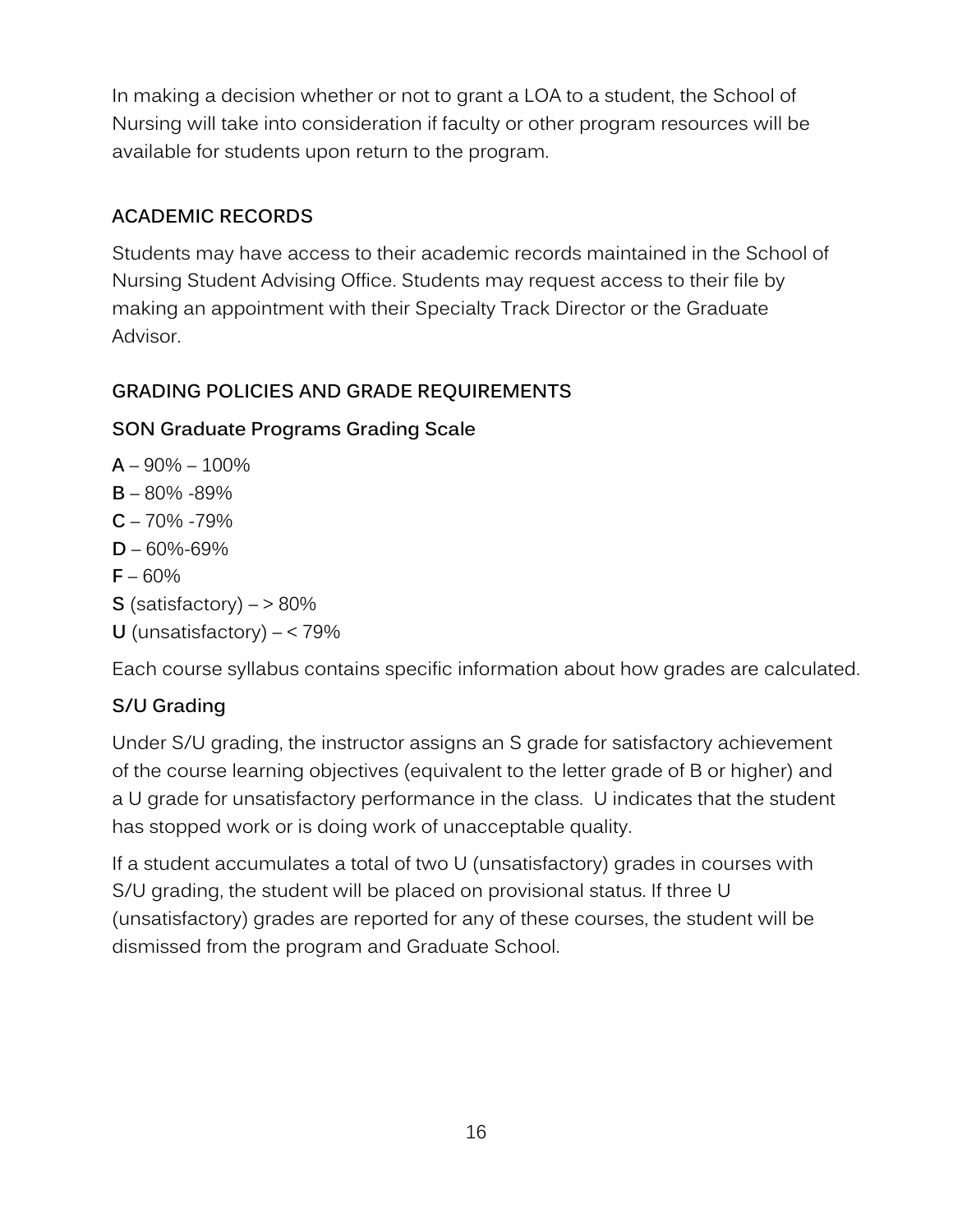In making a decision whether or not to grant a LOA to a student, the School of Nursing will take into consideration if faculty or other program resources will be available for students upon return to the program.

## ACADEMIC RECORDS

Students may have access to their academic records maintained in the School of Nursing Student Advising Office. Students may request access to their file by making an appointment with their Specialty Track Director or the Graduate Advisor.

## GRADING POLICIES AND GRADE REQUIREMENTS

### SON Graduate Programs Grading Scale

**A** – 90% – 100%
**B** – 80% -89%
**C** – 70% -79%
**D** – 60%-69%
**F** – 60%
**S** (satisfactory) – > 80%
**U** (unsatisfactory) – < 79%

Each course syllabus contains specific information about how grades are calculated.

### S/U Grading

Under S/U grading, the instructor assigns an S grade for satisfactory achievement of the course learning objectives (equivalent to the letter grade of B or higher) and a U grade for unsatisfactory performance in the class. U indicates that the student has stopped work or is doing work of unacceptable quality.

If a student accumulates a total of two U (unsatisfactory) grades in courses with S/U grading, the student will be placed on provisional status. If three U (unsatisfactory) grades are reported for any of these courses, the student will be dismissed from the program and Graduate School.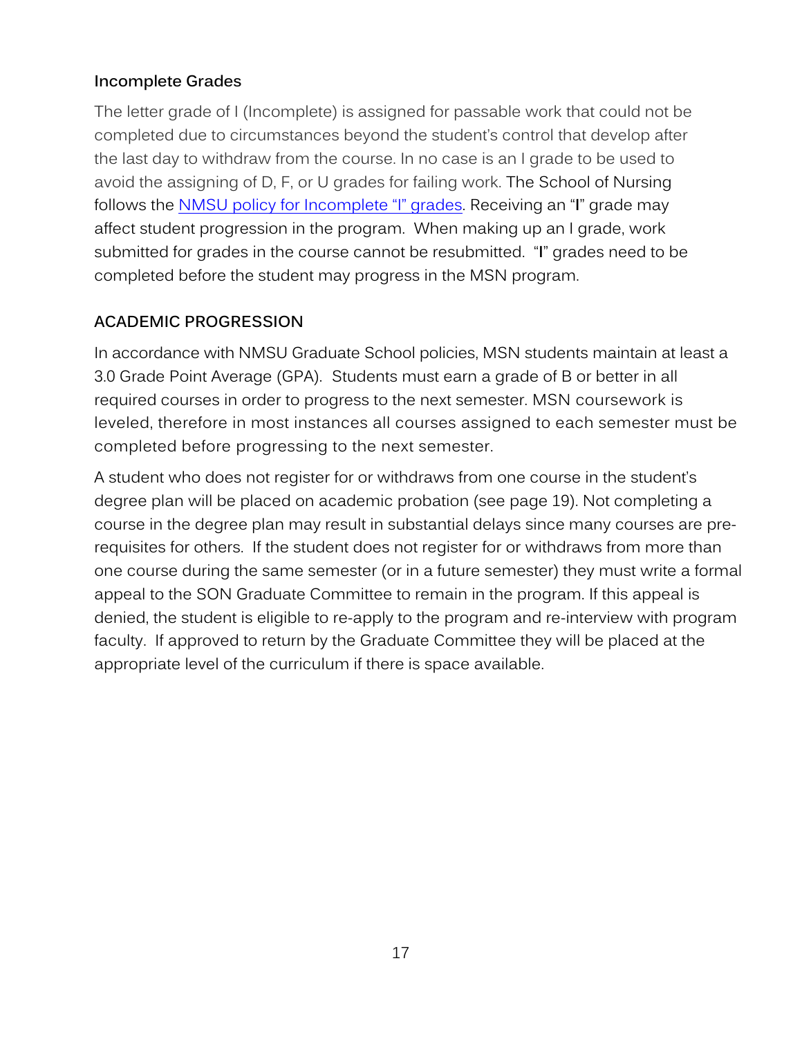### Incomplete Grades

The letter grade of I (Incomplete) is assigned for passable work that could not be completed due to circumstances beyond the student's control that develop after the last day to withdraw from the course. In no case is an I grade to be used to avoid the assigning of D, F, or U grades for failing work. The School of Nursing follows the [NMSU policy for Incomplete "I" grades](). Receiving an "**I**" grade may affect student progression in the program. When making up an I grade, work submitted for grades in the course cannot be resubmitted. "**I**" grades need to be completed before the student may progress in the MSN program.

## ACADEMIC PROGRESSION

In accordance with NMSU Graduate School policies, MSN students maintain at least a 3.0 Grade Point Average (GPA). Students must earn a grade of B or better in all required courses in order to progress to the next semester. MSN coursework is leveled, therefore in most instances all courses assigned to each semester must be completed before progressing to the next semester.

A student who does not register for or withdraws from one course in the student's degree plan will be placed on academic probation (see page 19). Not completing a course in the degree plan may result in substantial delays since many courses are pre-requisites for others. If the student does not register for or withdraws from more than one course during the same semester (or in a future semester) they must write a formal appeal to the SON Graduate Committee to remain in the program. If this appeal is denied, the student is eligible to re-apply to the program and re-interview with program faculty. If approved to return by the Graduate Committee they will be placed at the appropriate level of the curriculum if there is space available.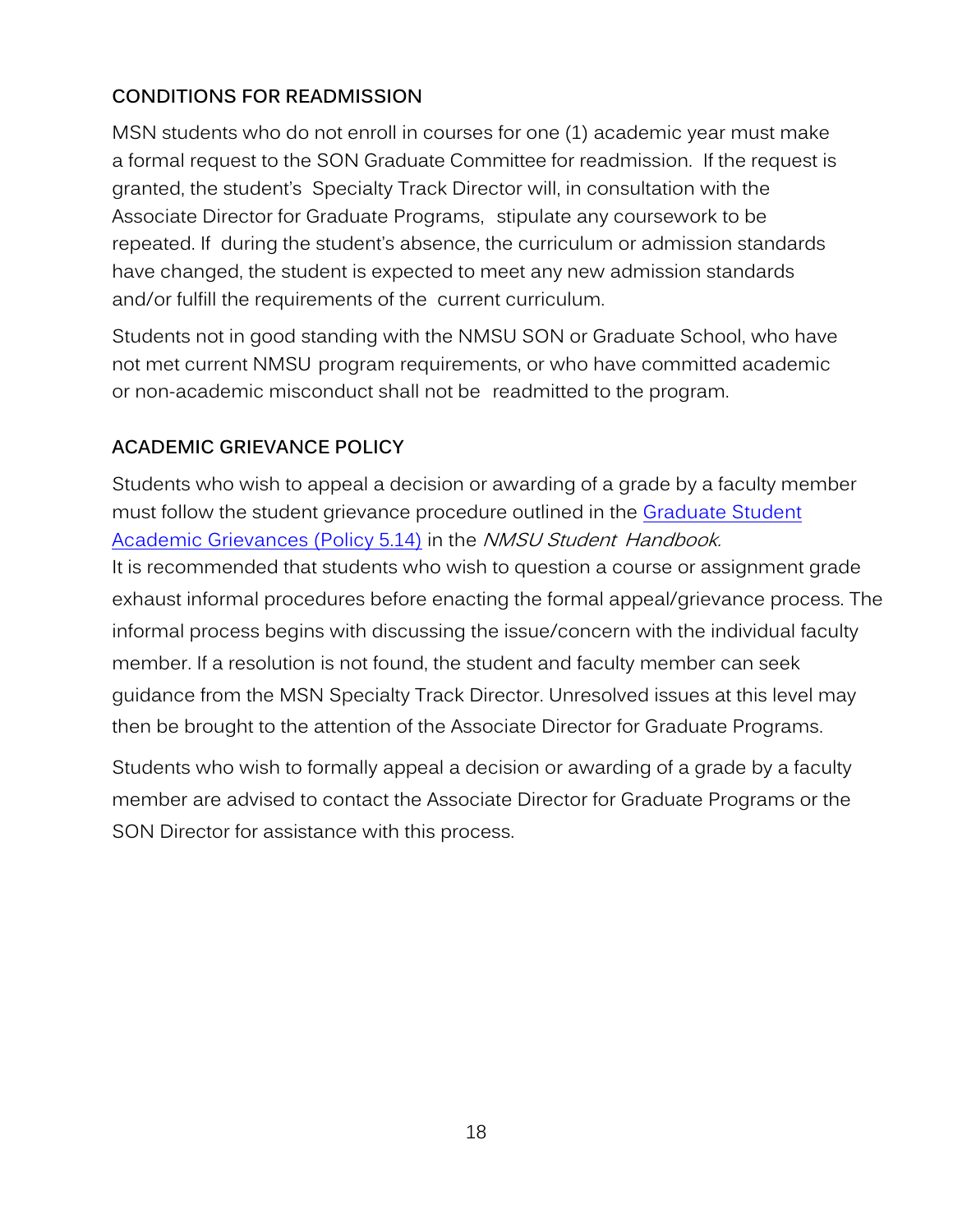## CONDITIONS FOR READMISSION

MSN students who do not enroll in courses for one (1) academic year must make a formal request to the SON Graduate Committee for readmission. If the request is granted, the student's Specialty Track Director will, in consultation with the Associate Director for Graduate Programs, stipulate any coursework to be repeated. If during the student's absence, the curriculum or admission standards have changed, the student is expected to meet any new admission standards and/or fulfill the requirements of the current curriculum.

Students not in good standing with the NMSU SON or Graduate School, who have not met current NMSU program requirements, or who have committed academic or non-academic misconduct shall not be readmitted to the program.

## ACADEMIC GRIEVANCE POLICY

Students who wish to appeal a decision or awarding of a grade by a faculty member must follow the student grievance procedure outlined in the Graduate Student Academic Grievances (Policy 5.14) in the *NMSU Student Handbook.*
It is recommended that students who wish to question a course or assignment grade exhaust informal procedures before enacting the formal appeal/grievance process. The informal process begins with discussing the issue/concern with the individual faculty member. If a resolution is not found, the student and faculty member can seek guidance from the MSN Specialty Track Director. Unresolved issues at this level may then be brought to the attention of the Associate Director for Graduate Programs.

Students who wish to formally appeal a decision or awarding of a grade by a faculty member are advised to contact the Associate Director for Graduate Programs or the SON Director for assistance with this process.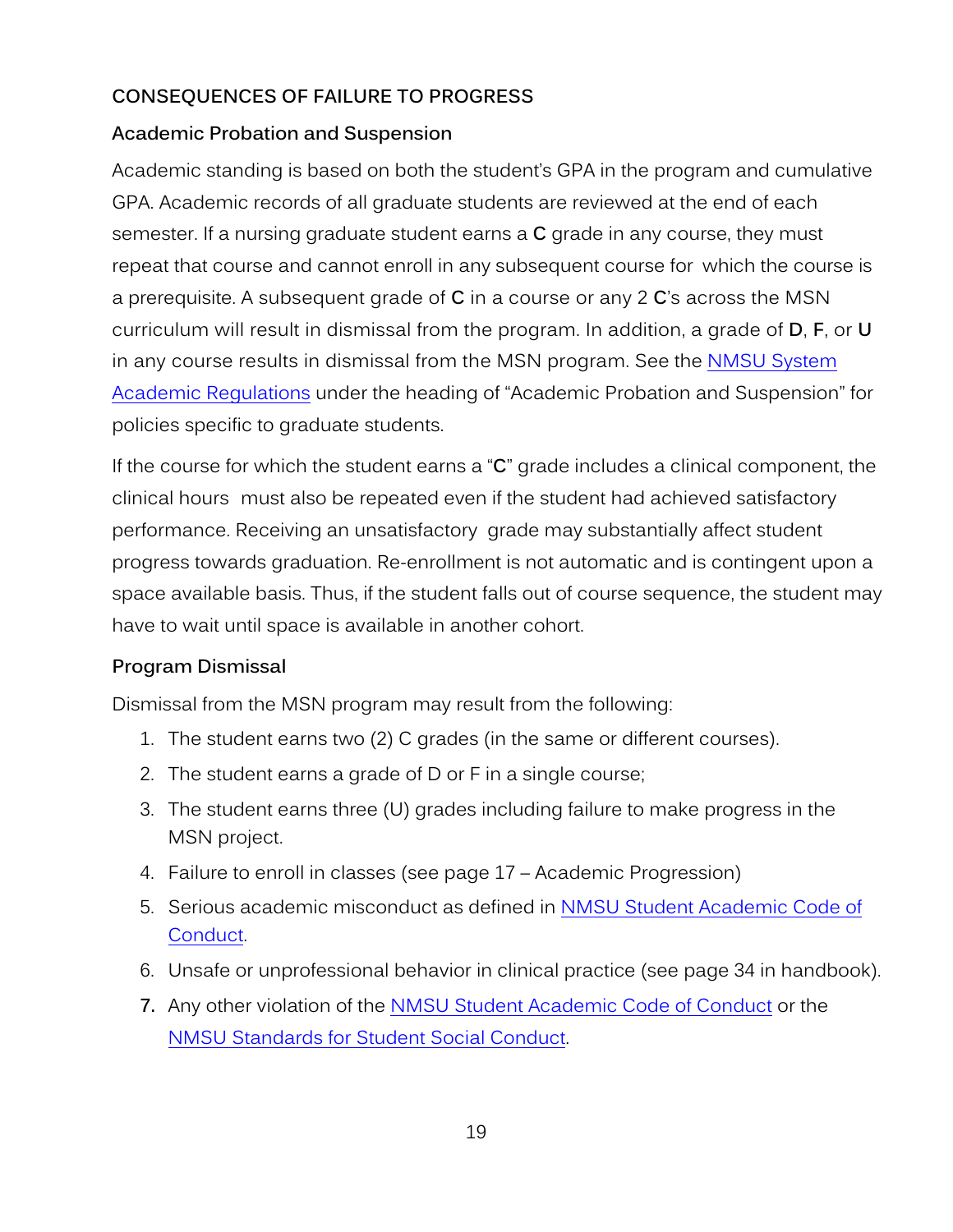## CONSEQUENCES OF FAILURE TO PROGRESS

### Academic Probation and Suspension

Academic standing is based on both the student's GPA in the program and cumulative GPA. Academic records of all graduate students are reviewed at the end of each semester. If a nursing graduate student earns a **C** grade in any course, they must repeat that course and cannot enroll in any subsequent course for which the course is a prerequisite. A subsequent grade of **C** in a course or any 2 **C**'s across the MSN curriculum will result in dismissal from the program. In addition, a grade of **D**, **F**, or **U** in any course results in dismissal from the MSN program. See the NMSU System Academic Regulations under the heading of "Academic Probation and Suspension" for policies specific to graduate students.

If the course for which the student earns a "**C**" grade includes a clinical component, the clinical hours must also be repeated even if the student had achieved satisfactory performance. Receiving an unsatisfactory grade may substantially affect student progress towards graduation. Re-enrollment is not automatic and is contingent upon a space available basis. Thus, if the student falls out of course sequence, the student may have to wait until space is available in another cohort.

### Program Dismissal

Dismissal from the MSN program may result from the following:

1. The student earns two (2) C grades (in the same or different courses).
2. The student earns a grade of D or F in a single course;
3. The student earns three (U) grades including failure to make progress in the MSN project.
4. Failure to enroll in classes (see page 17 – Academic Progression)
5. Serious academic misconduct as defined in NMSU Student Academic Code of Conduct.
6. Unsafe or unprofessional behavior in clinical practice (see page 34 in handbook).
7. Any other violation of the NMSU Student Academic Code of Conduct or the NMSU Standards for Student Social Conduct.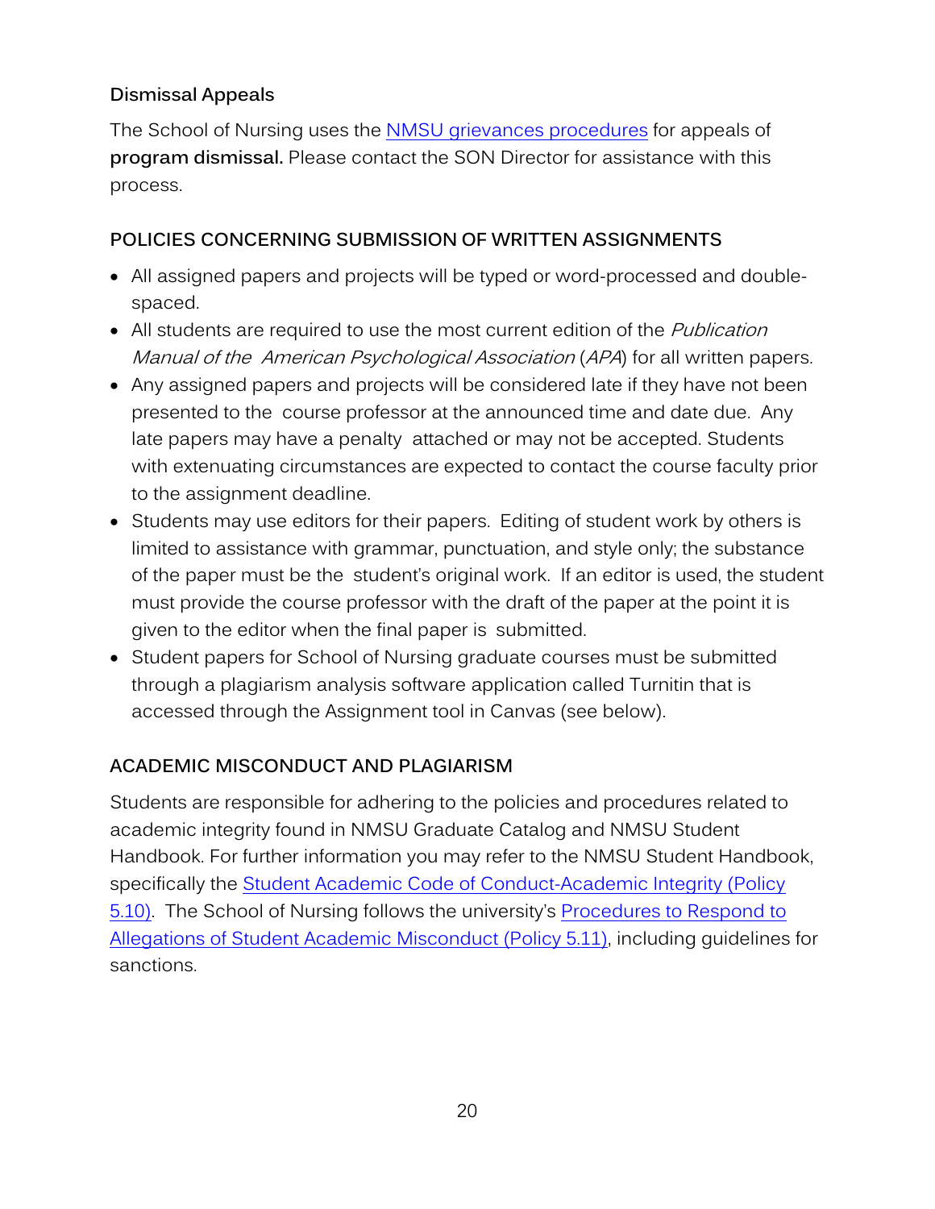### Dismissal Appeals

The School of Nursing uses the NMSU grievances procedures for appeals of **program dismissal.** Please contact the SON Director for assistance with this process.

## POLICIES CONCERNING SUBMISSION OF WRITTEN ASSIGNMENTS

- All assigned papers and projects will be typed or word-processed and double-spaced.
- All students are required to use the most current edition of the *Publication Manual of the American Psychological Association* (*APA*) for all written papers.
- Any assigned papers and projects will be considered late if they have not been presented to the course professor at the announced time and date due. Any late papers may have a penalty attached or may not be accepted. Students with extenuating circumstances are expected to contact the course faculty prior to the assignment deadline.
- Students may use editors for their papers. Editing of student work by others is limited to assistance with grammar, punctuation, and style only; the substance of the paper must be the student's original work. If an editor is used, the student must provide the course professor with the draft of the paper at the point it is given to the editor when the final paper is submitted.
- Student papers for School of Nursing graduate courses must be submitted through a plagiarism analysis software application called Turnitin that is accessed through the Assignment tool in Canvas (see below).

## ACADEMIC MISCONDUCT AND PLAGIARISM

Students are responsible for adhering to the policies and procedures related to academic integrity found in NMSU Graduate Catalog and NMSU Student Handbook. For further information you may refer to the NMSU Student Handbook, specifically the Student Academic Code of Conduct-Academic Integrity (Policy 5.10). The School of Nursing follows the university's Procedures to Respond to Allegations of Student Academic Misconduct (Policy 5.11), including guidelines for sanctions.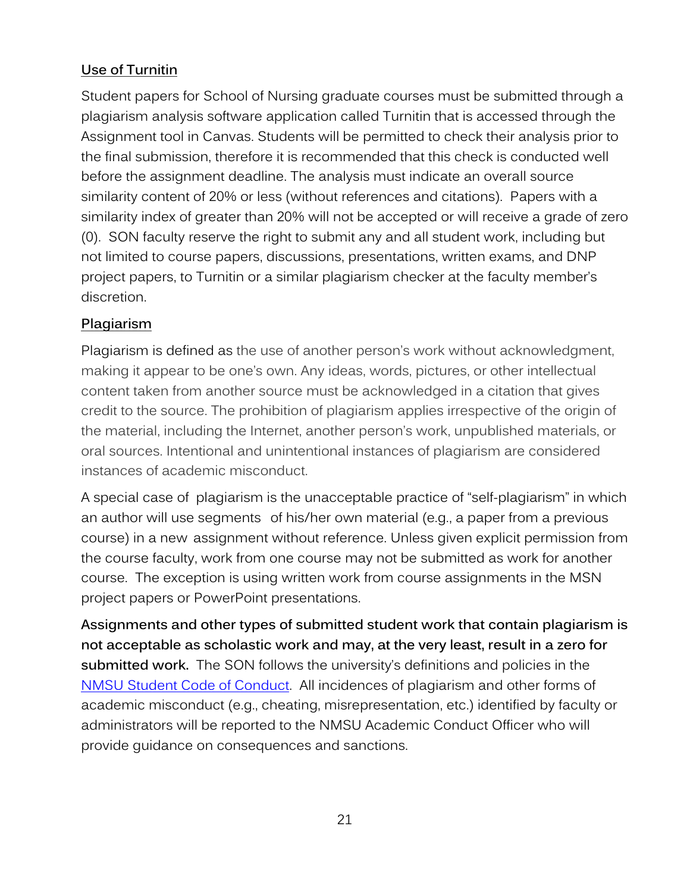**Use of Turnitin**

Student papers for School of Nursing graduate courses must be submitted through a plagiarism analysis software application called Turnitin that is accessed through the Assignment tool in Canvas. Students will be permitted to check their analysis prior to the final submission, therefore it is recommended that this check is conducted well before the assignment deadline. The analysis must indicate an overall source similarity content of 20% or less (without references and citations). Papers with a similarity index of greater than 20% will not be accepted or will receive a grade of zero (0). SON faculty reserve the right to submit any and all student work, including but not limited to course papers, discussions, presentations, written exams, and DNP project papers, to Turnitin or a similar plagiarism checker at the faculty member's discretion.

**Plagiarism**

Plagiarism is defined as the use of another person's work without acknowledgment, making it appear to be one's own. Any ideas, words, pictures, or other intellectual content taken from another source must be acknowledged in a citation that gives credit to the source. The prohibition of plagiarism applies irrespective of the origin of the material, including the Internet, another person's work, unpublished materials, or oral sources. Intentional and unintentional instances of plagiarism are considered instances of academic misconduct.

A special case of plagiarism is the unacceptable practice of "self-plagiarism" in which an author will use segments of his/her own material (e.g., a paper from a previous course) in a new assignment without reference. Unless given explicit permission from the course faculty, work from one course may not be submitted as work for another course. The exception is using written work from course assignments in the MSN project papers or PowerPoint presentations.

**Assignments and other types of submitted student work that contain plagiarism is not acceptable as scholastic work and may, at the very least, result in a zero for submitted work.** The SON follows the university's definitions and policies in the NMSU Student Code of Conduct. All incidences of plagiarism and other forms of academic misconduct (e.g., cheating, misrepresentation, etc.) identified by faculty or administrators will be reported to the NMSU Academic Conduct Officer who will provide guidance on consequences and sanctions.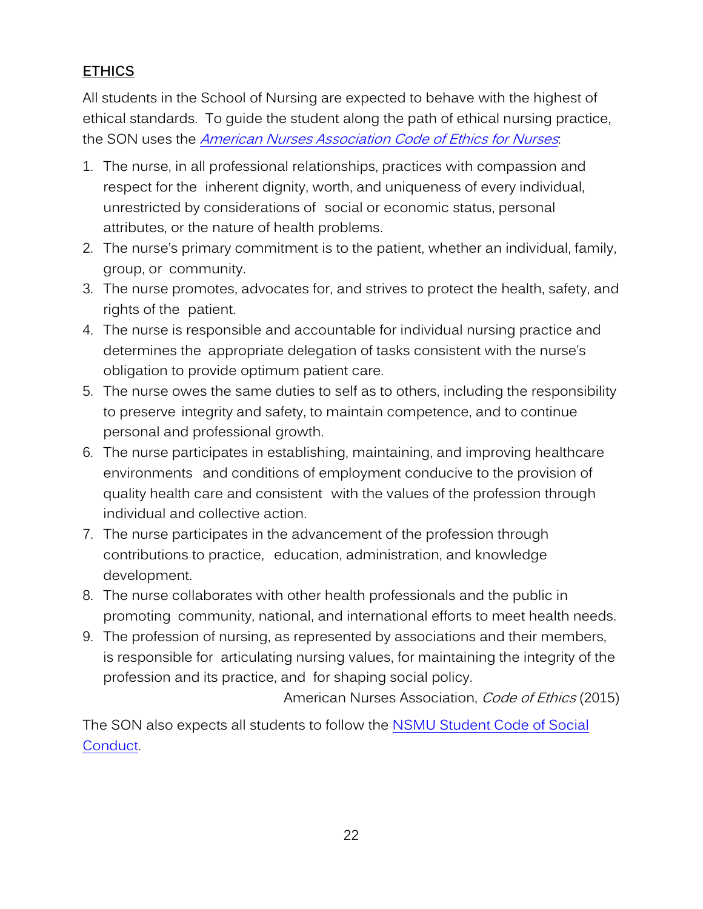## ETHICS

All students in the School of Nursing are expected to behave with the highest of ethical standards. To guide the student along the path of ethical nursing practice, the SON uses the *American Nurses Association Code of Ethics for Nurses*:

1. The nurse, in all professional relationships, practices with compassion and respect for the inherent dignity, worth, and uniqueness of every individual, unrestricted by considerations of social or economic status, personal attributes, or the nature of health problems.
2. The nurse's primary commitment is to the patient, whether an individual, family, group, or community.
3. The nurse promotes, advocates for, and strives to protect the health, safety, and rights of the patient.
4. The nurse is responsible and accountable for individual nursing practice and determines the appropriate delegation of tasks consistent with the nurse's obligation to provide optimum patient care.
5. The nurse owes the same duties to self as to others, including the responsibility to preserve integrity and safety, to maintain competence, and to continue personal and professional growth.
6. The nurse participates in establishing, maintaining, and improving healthcare environments and conditions of employment conducive to the provision of quality health care and consistent with the values of the profession through individual and collective action.
7. The nurse participates in the advancement of the profession through contributions to practice, education, administration, and knowledge development.
8. The nurse collaborates with other health professionals and the public in promoting community, national, and international efforts to meet health needs.
9. The profession of nursing, as represented by associations and their members, is responsible for articulating nursing values, for maintaining the integrity of the profession and its practice, and for shaping social policy.

American Nurses Association, *Code of Ethics* (2015)

The SON also expects all students to follow the NSMU Student Code of Social Conduct.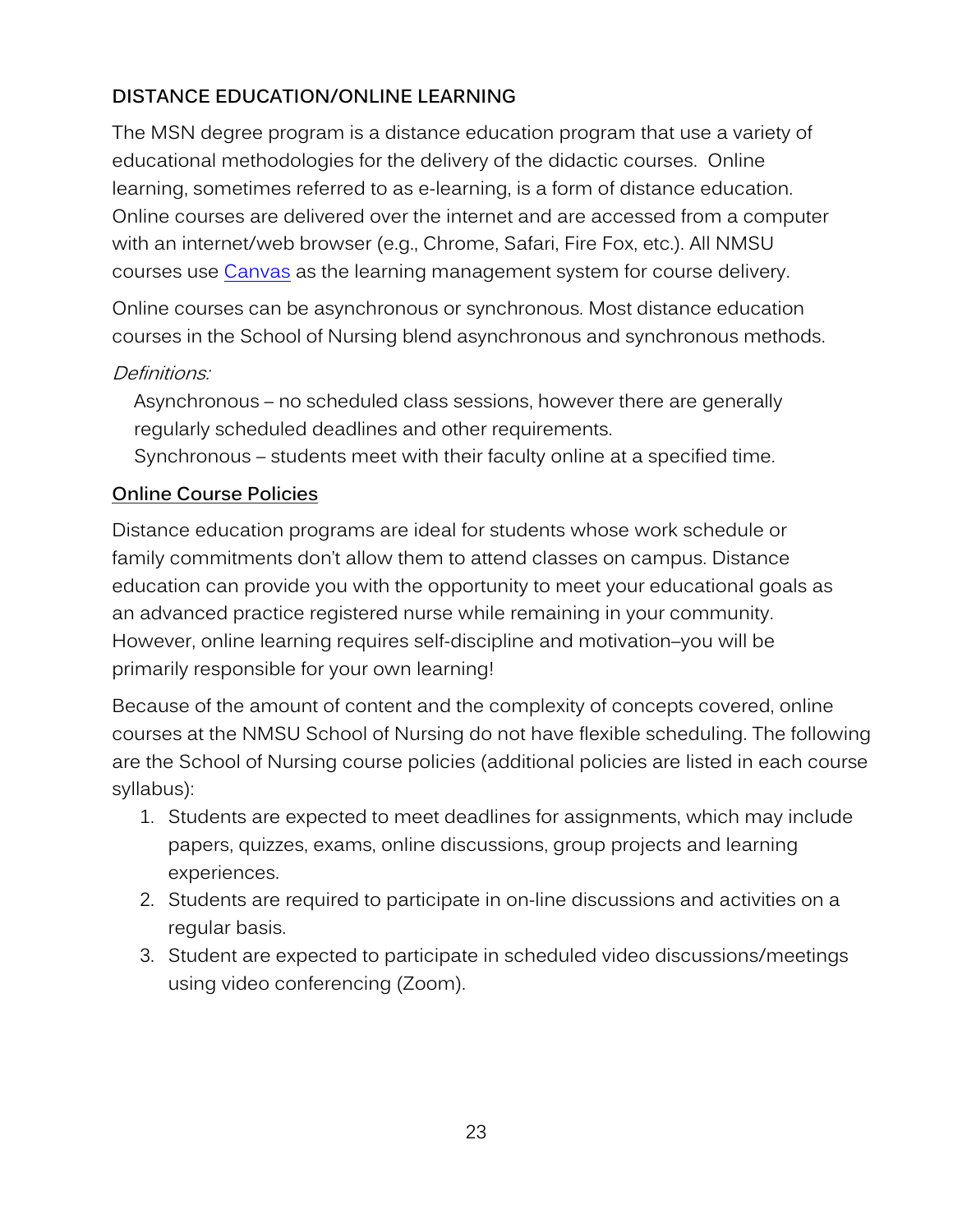## DISTANCE EDUCATION/ONLINE LEARNING

The MSN degree program is a distance education program that use a variety of educational methodologies for the delivery of the didactic courses. Online learning, sometimes referred to as e-learning, is a form of distance education. Online courses are delivered over the internet and are accessed from a computer with an internet/web browser (e.g., Chrome, Safari, Fire Fox, etc.). All NMSU courses use Canvas as the learning management system for course delivery.

Online courses can be asynchronous or synchronous. Most distance education courses in the School of Nursing blend asynchronous and synchronous methods.

*Definitions:*

Asynchronous – no scheduled class sessions, however there are generally regularly scheduled deadlines and other requirements.
Synchronous – students meet with their faculty online at a specified time.

### Online Course Policies

Distance education programs are ideal for students whose work schedule or family commitments don't allow them to attend classes on campus. Distance education can provide you with the opportunity to meet your educational goals as an advanced practice registered nurse while remaining in your community. However, online learning requires self-discipline and motivation–you will be primarily responsible for your own learning!

Because of the amount of content and the complexity of concepts covered, online courses at the NMSU School of Nursing do not have flexible scheduling. The following are the School of Nursing course policies (additional policies are listed in each course syllabus):

1. Students are expected to meet deadlines for assignments, which may include papers, quizzes, exams, online discussions, group projects and learning experiences.
2. Students are required to participate in on-line discussions and activities on a regular basis.
3. Student are expected to participate in scheduled video discussions/meetings using video conferencing (Zoom).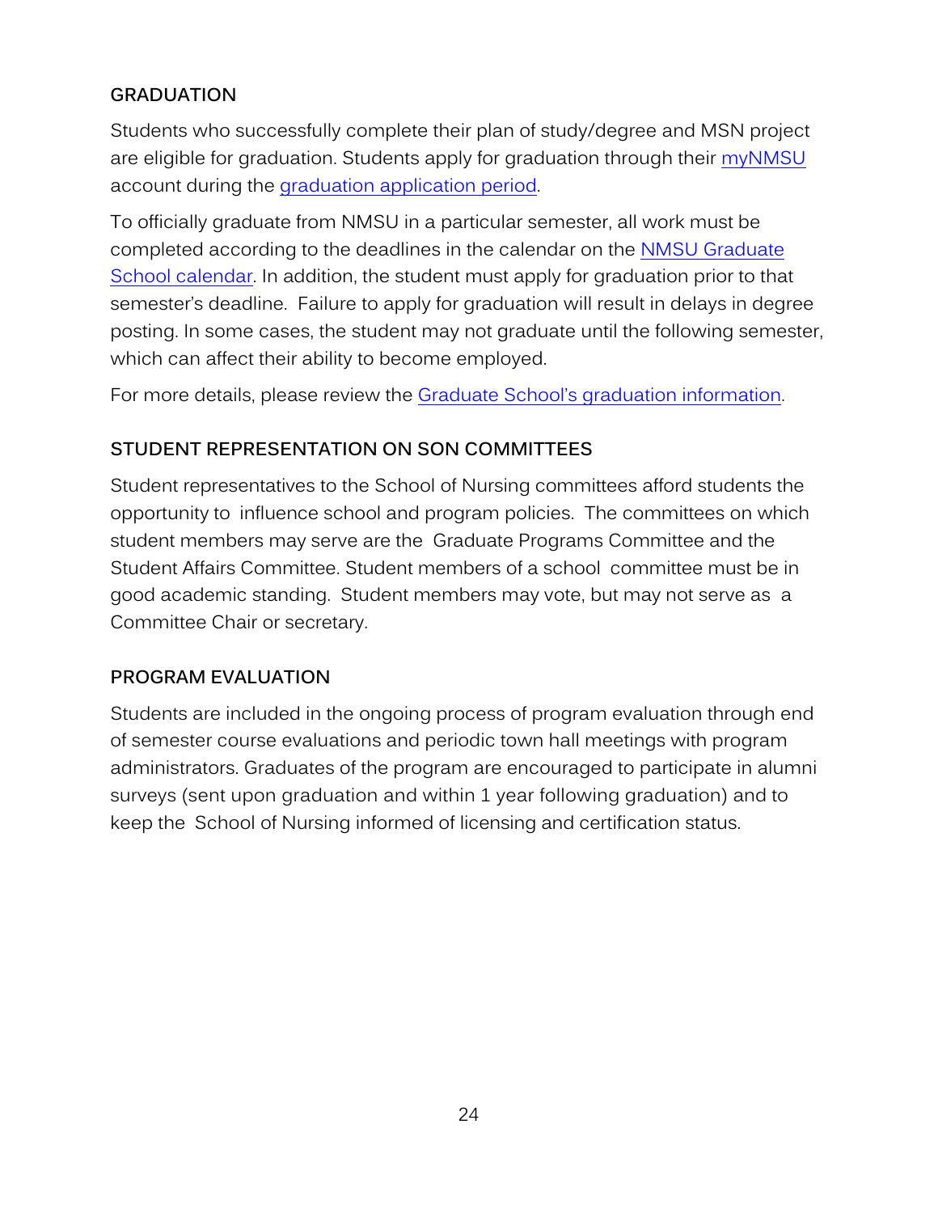## GRADUATION

Students who successfully complete their plan of study/degree and MSN project are eligible for graduation. Students apply for graduation through their myNMSU account during the graduation application period.

To officially graduate from NMSU in a particular semester, all work must be completed according to the deadlines in the calendar on the NMSU Graduate School calendar. In addition, the student must apply for graduation prior to that semester's deadline. Failure to apply for graduation will result in delays in degree posting. In some cases, the student may not graduate until the following semester, which can affect their ability to become employed.

For more details, please review the Graduate School's graduation information.

## STUDENT REPRESENTATION ON SON COMMITTEES

Student representatives to the School of Nursing committees afford students the opportunity to influence school and program policies. The committees on which student members may serve are the Graduate Programs Committee and the Student Affairs Committee. Student members of a school committee must be in good academic standing. Student members may vote, but may not serve as a Committee Chair or secretary.

## PROGRAM EVALUATION

Students are included in the ongoing process of program evaluation through end of semester course evaluations and periodic town hall meetings with program administrators. Graduates of the program are encouraged to participate in alumni surveys (sent upon graduation and within 1 year following graduation) and to keep the School of Nursing informed of licensing and certification status.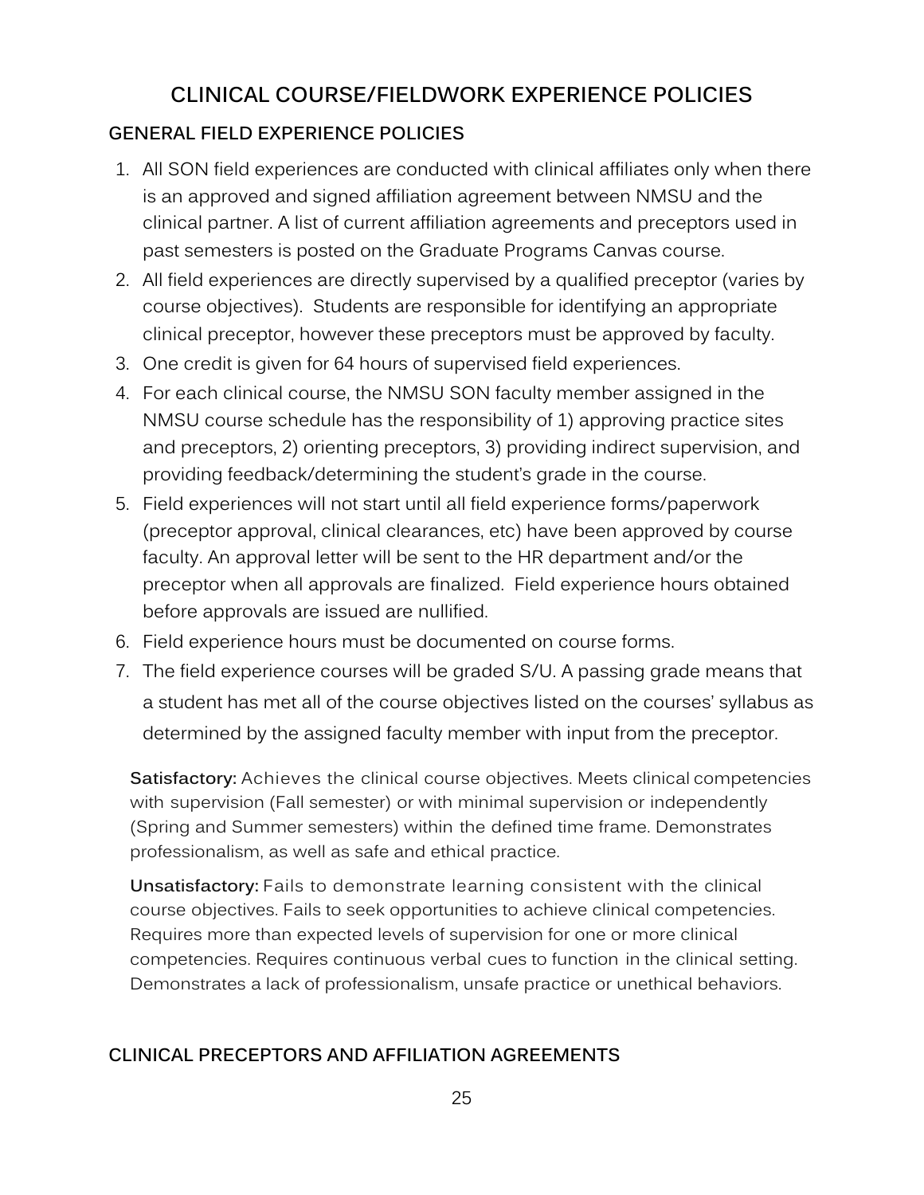# CLINICAL COURSE/FIELDWORK EXPERIENCE POLICIES

## GENERAL FIELD EXPERIENCE POLICIES

1. All SON field experiences are conducted with clinical affiliates only when there is an approved and signed affiliation agreement between NMSU and the clinical partner. A list of current affiliation agreements and preceptors used in past semesters is posted on the Graduate Programs Canvas course.
2. All field experiences are directly supervised by a qualified preceptor (varies by course objectives). Students are responsible for identifying an appropriate clinical preceptor, however these preceptors must be approved by faculty.
3. One credit is given for 64 hours of supervised field experiences.
4. For each clinical course, the NMSU SON faculty member assigned in the NMSU course schedule has the responsibility of 1) approving practice sites and preceptors, 2) orienting preceptors, 3) providing indirect supervision, and providing feedback/determining the student's grade in the course.
5. Field experiences will not start until all field experience forms/paperwork (preceptor approval, clinical clearances, etc) have been approved by course faculty. An approval letter will be sent to the HR department and/or the preceptor when all approvals are finalized. Field experience hours obtained before approvals are issued are nullified.
6. Field experience hours must be documented on course forms.
7. The field experience courses will be graded S/U. A passing grade means that a student has met all of the course objectives listed on the courses' syllabus as determined by the assigned faculty member with input from the preceptor.

**Satisfactory:** Achieves the clinical course objectives. Meets clinical competencies with supervision (Fall semester) or with minimal supervision or independently (Spring and Summer semesters) within the defined time frame. Demonstrates professionalism, as well as safe and ethical practice.

**Unsatisfactory:** Fails to demonstrate learning consistent with the clinical course objectives. Fails to seek opportunities to achieve clinical competencies. Requires more than expected levels of supervision for one or more clinical competencies. Requires continuous verbal cues to function in the clinical setting. Demonstrates a lack of professionalism, unsafe practice or unethical behaviors.

## CLINICAL PRECEPTORS AND AFFILIATION AGREEMENTS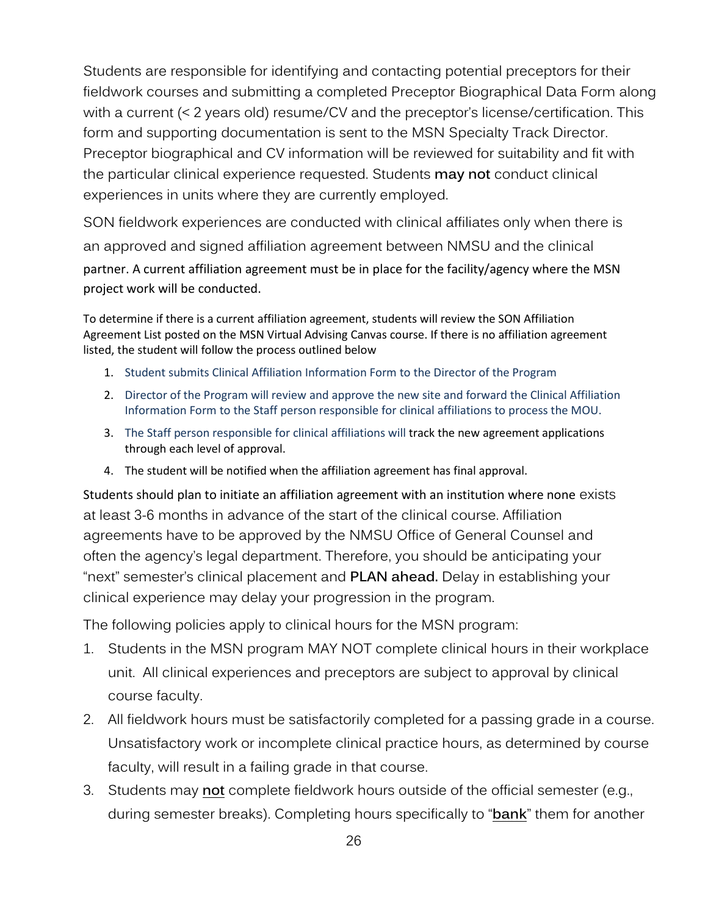Students are responsible for identifying and contacting potential preceptors for their fieldwork courses and submitting a completed Preceptor Biographical Data Form along with a current (< 2 years old) resume/CV and the preceptor's license/certification. This form and supporting documentation is sent to the MSN Specialty Track Director. Preceptor biographical and CV information will be reviewed for suitability and fit with the particular clinical experience requested. Students **may not** conduct clinical experiences in units where they are currently employed.

SON fieldwork experiences are conducted with clinical affiliates only when there is an approved and signed affiliation agreement between NMSU and the clinical partner. A current affiliation agreement must be in place for the facility/agency where the MSN project work will be conducted.

To determine if there is a current affiliation agreement, students will review the SON Affiliation Agreement List posted on the MSN Virtual Advising Canvas course. If there is no affiliation agreement listed, the student will follow the process outlined below

1. Student submits Clinical Affiliation Information Form to the Director of the Program
2. Director of the Program will review and approve the new site and forward the Clinical Affiliation Information Form to the Staff person responsible for clinical affiliations to process the MOU.
3. The Staff person responsible for clinical affiliations will track the new agreement applications through each level of approval.
4. The student will be notified when the affiliation agreement has final approval.

Students should plan to initiate an affiliation agreement with an institution where none exists at least 3-6 months in advance of the start of the clinical course. Affiliation agreements have to be approved by the NMSU Office of General Counsel and often the agency's legal department. Therefore, you should be anticipating your "next" semester's clinical placement and **PLAN ahead.** Delay in establishing your clinical experience may delay your progression in the program.

The following policies apply to clinical hours for the MSN program:

1. Students in the MSN program MAY NOT complete clinical hours in their workplace unit. All clinical experiences and preceptors are subject to approval by clinical course faculty.
2. All fieldwork hours must be satisfactorily completed for a passing grade in a course. Unsatisfactory work or incomplete clinical practice hours, as determined by course faculty, will result in a failing grade in that course.
3. Students may **not** complete fieldwork hours outside of the official semester (e.g., during semester breaks). Completing hours specifically to "**bank**" them for another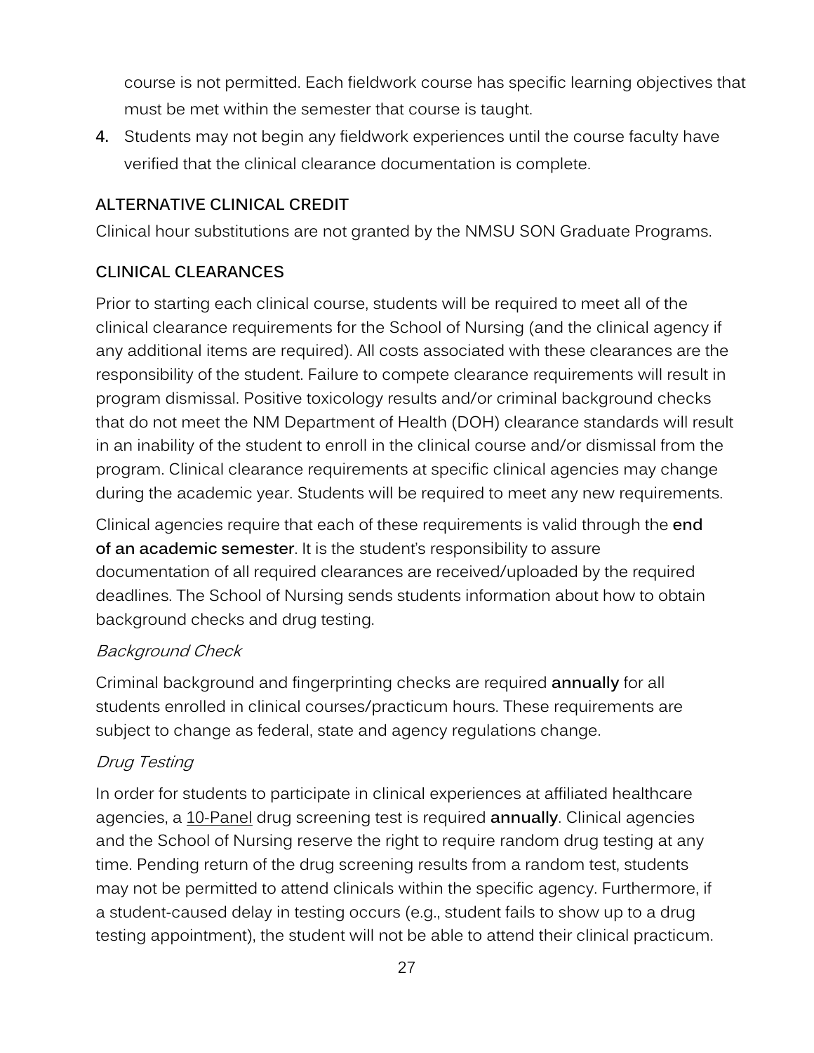course is not permitted. Each fieldwork course has specific learning objectives that must be met within the semester that course is taught.

4. Students may not begin any fieldwork experiences until the course faculty have verified that the clinical clearance documentation is complete.

## ALTERNATIVE CLINICAL CREDIT

Clinical hour substitutions are not granted by the NMSU SON Graduate Programs.

## CLINICAL CLEARANCES

Prior to starting each clinical course, students will be required to meet all of the clinical clearance requirements for the School of Nursing (and the clinical agency if any additional items are required). All costs associated with these clearances are the responsibility of the student. Failure to compete clearance requirements will result in program dismissal. Positive toxicology results and/or criminal background checks that do not meet the NM Department of Health (DOH) clearance standards will result in an inability of the student to enroll in the clinical course and/or dismissal from the program. Clinical clearance requirements at specific clinical agencies may change during the academic year. Students will be required to meet any new requirements.

Clinical agencies require that each of these requirements is valid through the **end of an academic semester**. It is the student's responsibility to assure documentation of all required clearances are received/uploaded by the required deadlines. The School of Nursing sends students information about how to obtain background checks and drug testing.

### *Background Check*

Criminal background and fingerprinting checks are required **annually** for all students enrolled in clinical courses/practicum hours. These requirements are subject to change as federal, state and agency regulations change.

### *Drug Testing*

In order for students to participate in clinical experiences at affiliated healthcare agencies, a 10-Panel drug screening test is required **annually**. Clinical agencies and the School of Nursing reserve the right to require random drug testing at any time. Pending return of the drug screening results from a random test, students may not be permitted to attend clinicals within the specific agency. Furthermore, if a student-caused delay in testing occurs (e.g., student fails to show up to a drug testing appointment), the student will not be able to attend their clinical practicum.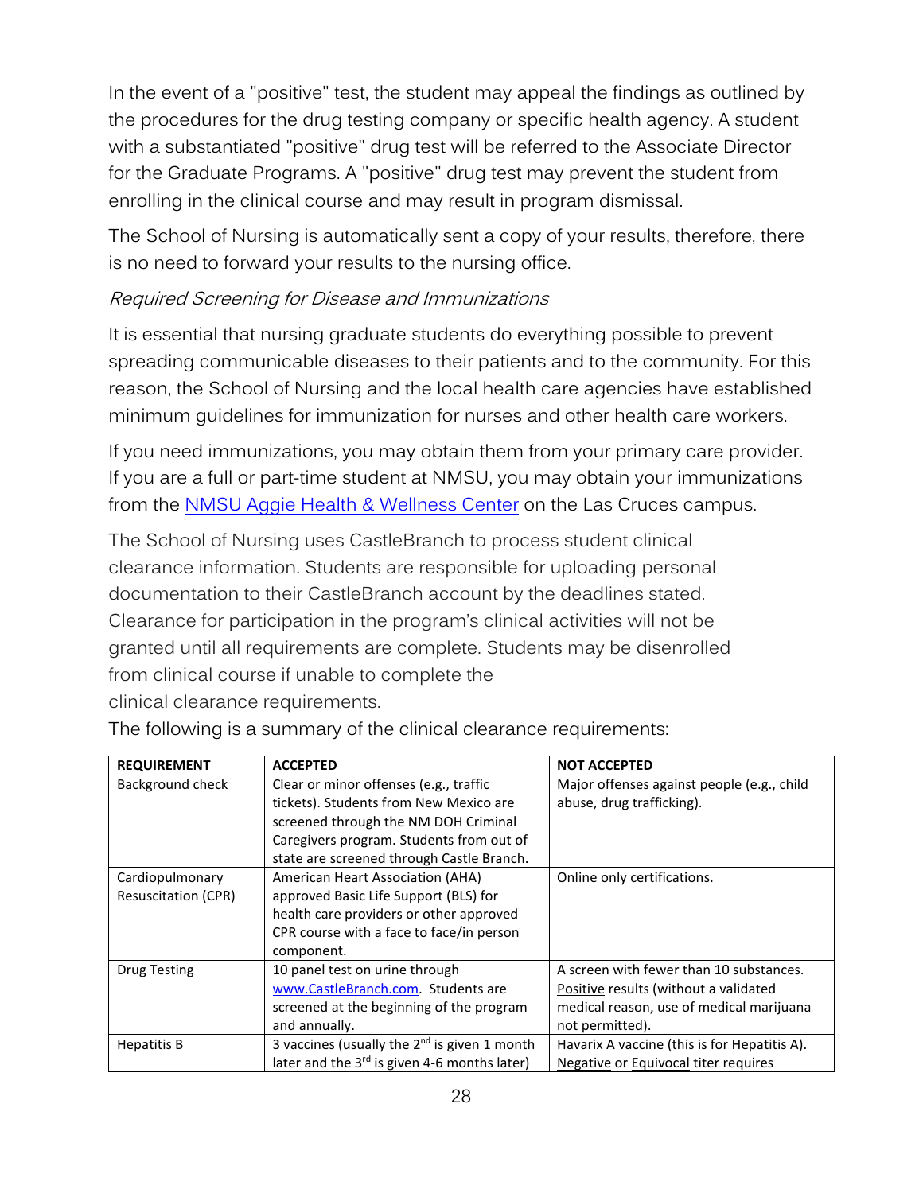In the event of a "positive" test, the student may appeal the findings as outlined by the procedures for the drug testing company or specific health agency. A student with a substantiated "positive" drug test will be referred to the Associate Director for the Graduate Programs. A "positive" drug test may prevent the student from enrolling in the clinical course and may result in program dismissal.

The School of Nursing is automatically sent a copy of your results, therefore, there is no need to forward your results to the nursing office.

*Required Screening for Disease and Immunizations*

It is essential that nursing graduate students do everything possible to prevent spreading communicable diseases to their patients and to the community. For this reason, the School of Nursing and the local health care agencies have established minimum guidelines for immunization for nurses and other health care workers.

If you need immunizations, you may obtain them from your primary care provider. If you are a full or part-time student at NMSU, you may obtain your immunizations from the [NMSU Aggie Health & Wellness Center] on the Las Cruces campus.

The School of Nursing uses CastleBranch to process student clinical clearance information. Students are responsible for uploading personal documentation to their CastleBranch account by the deadlines stated. Clearance for participation in the program's clinical activities will not be granted until all requirements are complete. Students may be disenrolled from clinical course if unable to complete the clinical clearance requirements.

The following is a summary of the clinical clearance requirements:

| REQUIREMENT | ACCEPTED | NOT ACCEPTED |
|---|---|---|
| Background check | Clear or minor offenses (e.g., traffic tickets). Students from New Mexico are screened through the NM DOH Criminal Caregivers program. Students from out of state are screened through Castle Branch. | Major offenses against people (e.g., child abuse, drug trafficking). |
| Cardiopulmonary Resuscitation (CPR) | American Heart Association (AHA) approved Basic Life Support (BLS) for health care providers or other approved CPR course with a face to face/in person component. | Online only certifications. |
| Drug Testing | 10 panel test on urine through www.CastleBranch.com. Students are screened at the beginning of the program and annually. | A screen with fewer than 10 substances. Positive results (without a validated medical reason, use of medical marijuana not permitted). |
| Hepatitis B | 3 vaccines (usually the 2nd is given 1 month later and the 3rd is given 4-6 months later) | Havarix A vaccine (this is for Hepatitis A). Negative or Equivocal titer requires |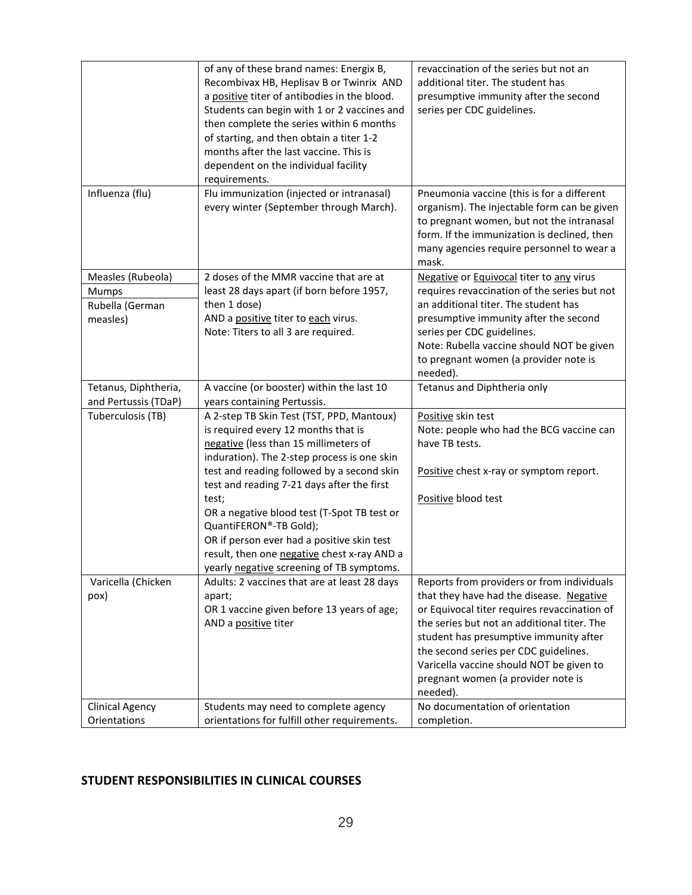| | | |
|---|---|---|
| | of any of these brand names: Energix B, Recombivax HB, Heplisav B or Twinrix AND a <u>positive</u> titer of antibodies in the blood. Students can begin with 1 or 2 vaccines and then complete the series within 6 months of starting, and then obtain a titer 1-2 months after the last vaccine. This is dependent on the individual facility requirements. | revaccination of the series but not an additional titer. The student has presumptive immunity after the second series per CDC guidelines. |
| Influenza (flu) | Flu immunization (injected or intranasal) every winter (September through March). | Pneumonia vaccine (this is for a different organism). The injectable form can be given to pregnant women, but not the intranasal form. If the immunization is declined, then many agencies require personnel to wear a mask. |
| Measles (Rubeola)<br>Mumps<br>Rubella (German measles) | 2 doses of the MMR vaccine that are at least 28 days apart (if born before 1957, then 1 dose)<br>AND a <u>positive</u> titer to <u>each</u> virus.<br>Note: Titers to all 3 are required. | <u>Negative</u> or <u>Equivocal</u> titer to <u>any</u> virus requires revaccination of the series but not an additional titer. The student has presumptive immunity after the second series per CDC guidelines.<br>Note: Rubella vaccine should NOT be given to pregnant women (a provider note is needed). |
| Tetanus, Diphtheria, and Pertussis (TDaP) | A vaccine (or booster) within the last 10 years containing Pertussis. | Tetanus and Diphtheria only |
| Tuberculosis (TB) | A 2-step TB Skin Test (TST, PPD, Mantoux) is required every 12 months that is <u>negative</u> (less than 15 millimeters of induration). The 2-step process is one skin test and reading followed by a second skin test and reading 7-21 days after the first test;<br>OR a negative blood test (T-Spot TB test or QuantiFERON®-TB Gold);<br>OR if person ever had a positive skin test result, then one <u>negative</u> chest x-ray AND a yearly <u>negative</u> screening of TB symptoms. | <u>Positive</u> skin test<br>Note: people who had the BCG vaccine can have TB tests.<br><br><u>Positive</u> chest x-ray or symptom report.<br><br><u>Positive</u> blood test |
| Varicella (Chicken pox) | Adults: 2 vaccines that are at least 28 days apart;<br>OR 1 vaccine given before 13 years of age;<br>AND a <u>positive</u> titer | Reports from providers or from individuals that they have had the disease. <u>Negative</u> or Equivocal titer requires revaccination of the series but not an additional titer. The student has presumptive immunity after the second series per CDC guidelines.<br>Varicella vaccine should NOT be given to pregnant women (a provider note is needed). |
| Clinical Agency Orientations | Students may need to complete agency orientations for fulfill other requirements. | No documentation of orientation completion. |

## STUDENT RESPONSIBILITIES IN CLINICAL COURSES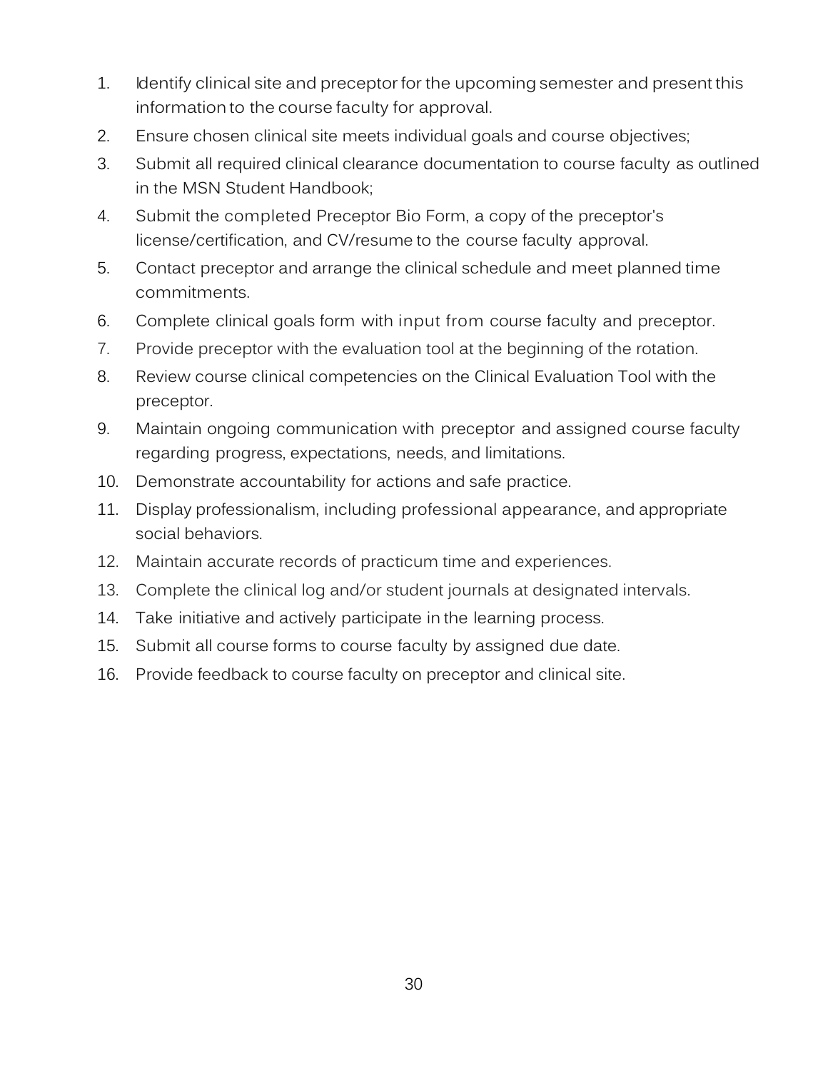1. Identify clinical site and preceptor for the upcoming semester and present this information to the course faculty for approval.
2. Ensure chosen clinical site meets individual goals and course objectives;
3. Submit all required clinical clearance documentation to course faculty as outlined in the MSN Student Handbook;
4. Submit the completed Preceptor Bio Form, a copy of the preceptor's license/certification, and CV/resume to the course faculty approval.
5. Contact preceptor and arrange the clinical schedule and meet planned time commitments.
6. Complete clinical goals form with input from course faculty and preceptor.
7. Provide preceptor with the evaluation tool at the beginning of the rotation.
8. Review course clinical competencies on the Clinical Evaluation Tool with the preceptor.
9. Maintain ongoing communication with preceptor and assigned course faculty regarding progress, expectations, needs, and limitations.
10. Demonstrate accountability for actions and safe practice.
11. Display professionalism, including professional appearance, and appropriate social behaviors.
12. Maintain accurate records of practicum time and experiences.
13. Complete the clinical log and/or student journals at designated intervals.
14. Take initiative and actively participate in the learning process.
15. Submit all course forms to course faculty by assigned due date.
16. Provide feedback to course faculty on preceptor and clinical site.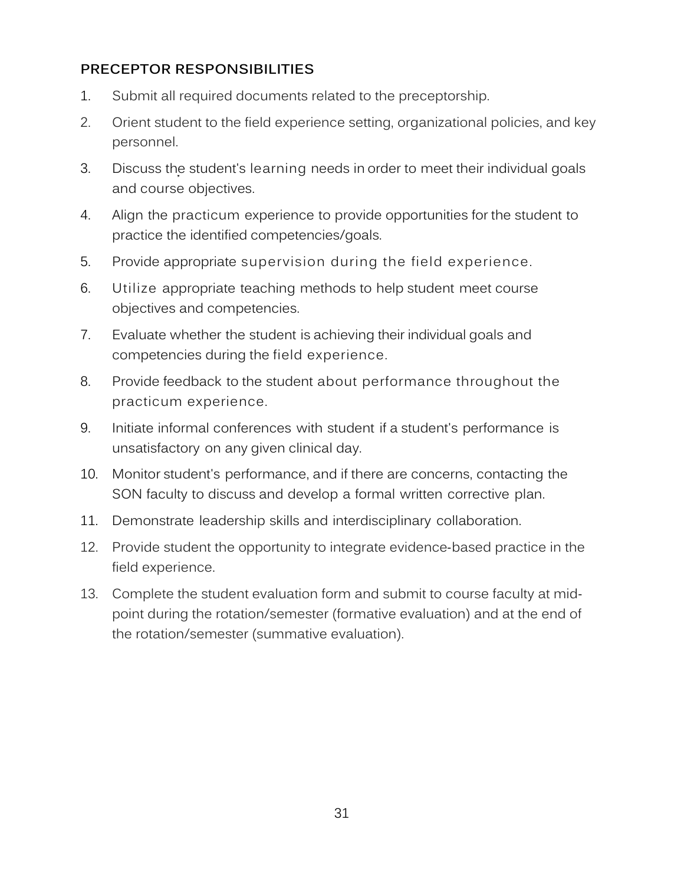## PRECEPTOR RESPONSIBILITIES

1. Submit all required documents related to the preceptorship.
2. Orient student to the field experience setting, organizational policies, and key personnel.
3. Discuss the student's learning needs in order to meet their individual goals and course objectives.
4. Align the practicum experience to provide opportunities for the student to practice the identified competencies/goals.
5. Provide appropriate supervision during the field experience.
6. Utilize appropriate teaching methods to help student meet course objectives and competencies.
7. Evaluate whether the student is achieving their individual goals and competencies during the field experience.
8. Provide feedback to the student about performance throughout the practicum experience.
9. Initiate informal conferences with student if a student's performance is unsatisfactory on any given clinical day.
10. Monitor student's performance, and if there are concerns, contacting the SON faculty to discuss and develop a formal written corrective plan.
11. Demonstrate leadership skills and interdisciplinary collaboration.
12. Provide student the opportunity to integrate evidence-based practice in the field experience.
13. Complete the student evaluation form and submit to course faculty at mid-point during the rotation/semester (formative evaluation) and at the end of the rotation/semester (summative evaluation).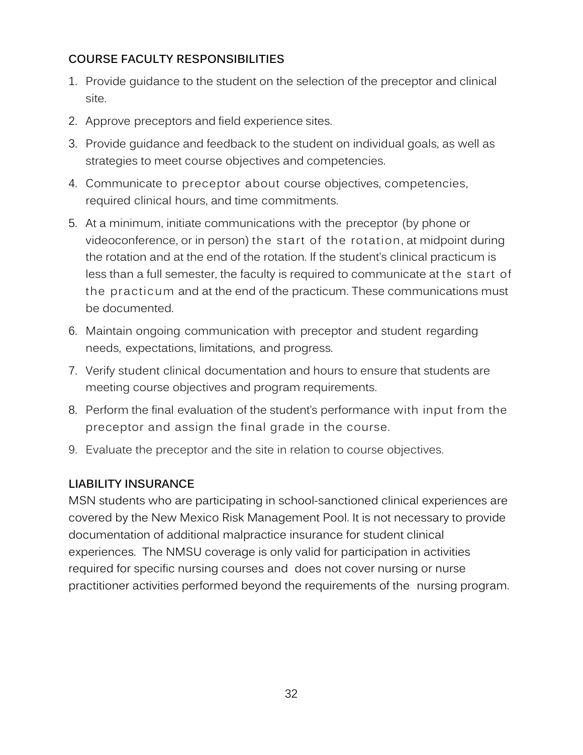## COURSE FACULTY RESPONSIBILITIES

1. Provide guidance to the student on the selection of the preceptor and clinical site.
2. Approve preceptors and field experience sites.
3. Provide guidance and feedback to the student on individual goals, as well as strategies to meet course objectives and competencies.
4. Communicate to preceptor about course objectives, competencies, required clinical hours, and time commitments.
5. At a minimum, initiate communications with the preceptor (by phone or videoconference, or in person) the start of the rotation, at midpoint during the rotation and at the end of the rotation. If the student's clinical practicum is less than a full semester, the faculty is required to communicate at the start of the practicum and at the end of the practicum. These communications must be documented.
6. Maintain ongoing communication with preceptor and student regarding needs, expectations, limitations, and progress.
7. Verify student clinical documentation and hours to ensure that students are meeting course objectives and program requirements.
8. Perform the final evaluation of the student's performance with input from the preceptor and assign the final grade in the course.
9. Evaluate the preceptor and the site in relation to course objectives.

## LIABILITY INSURANCE

MSN students who are participating in school-sanctioned clinical experiences are covered by the New Mexico Risk Management Pool. It is not necessary to provide documentation of additional malpractice insurance for student clinical experiences. The NMSU coverage is only valid for participation in activities required for specific nursing courses and does not cover nursing or nurse practitioner activities performed beyond the requirements of the nursing program.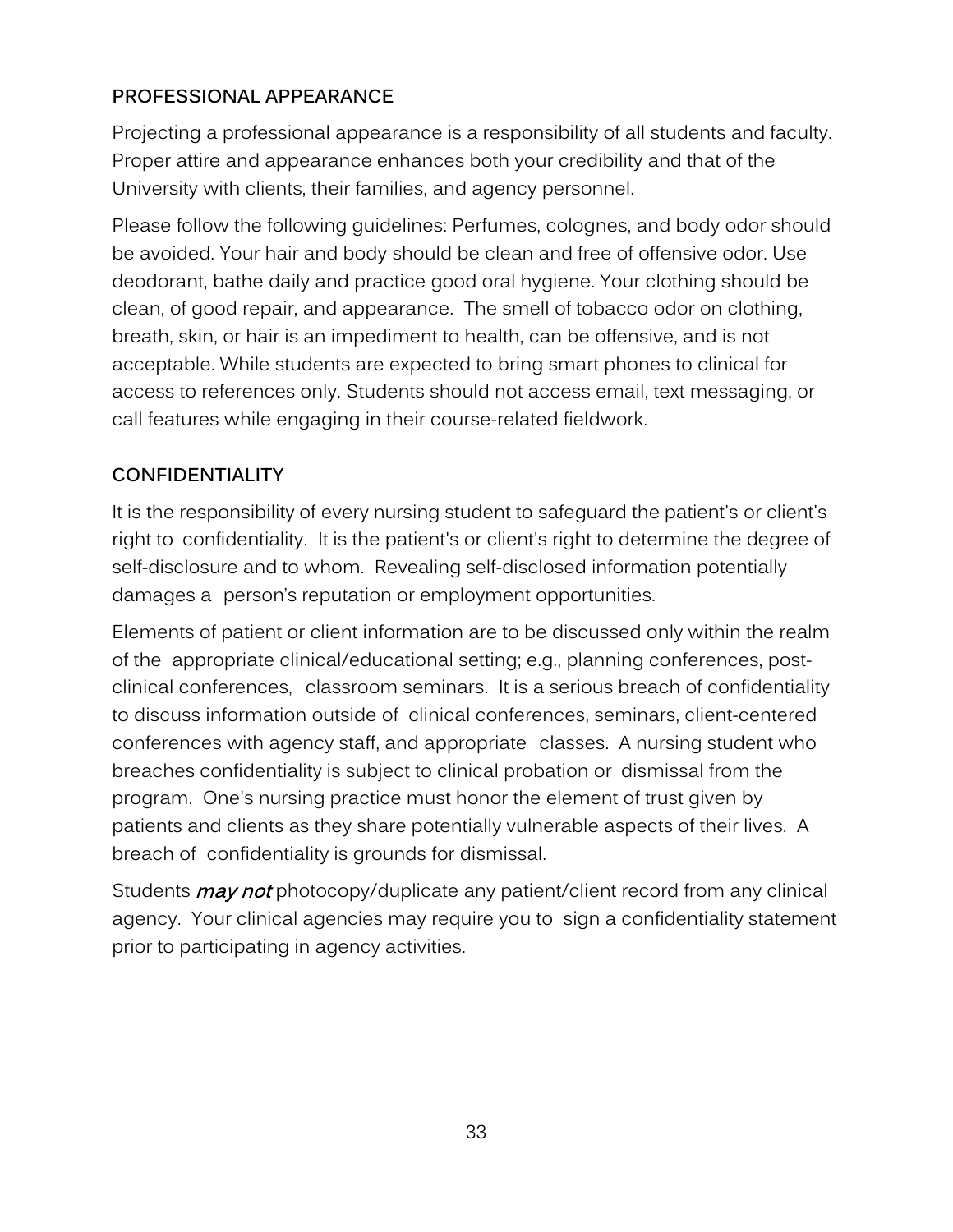## PROFESSIONAL APPEARANCE

Projecting a professional appearance is a responsibility of all students and faculty. Proper attire and appearance enhances both your credibility and that of the University with clients, their families, and agency personnel.

Please follow the following guidelines: Perfumes, colognes, and body odor should be avoided. Your hair and body should be clean and free of offensive odor. Use deodorant, bathe daily and practice good oral hygiene. Your clothing should be clean, of good repair, and appearance. The smell of tobacco odor on clothing, breath, skin, or hair is an impediment to health, can be offensive, and is not acceptable. While students are expected to bring smart phones to clinical for access to references only. Students should not access email, text messaging, or call features while engaging in their course-related fieldwork.

## CONFIDENTIALITY

It is the responsibility of every nursing student to safeguard the patient's or client's right to confidentiality. It is the patient's or client's right to determine the degree of self-disclosure and to whom. Revealing self-disclosed information potentially damages a person's reputation or employment opportunities.

Elements of patient or client information are to be discussed only within the realm of the appropriate clinical/educational setting; e.g., planning conferences, post-clinical conferences, classroom seminars. It is a serious breach of confidentiality to discuss information outside of clinical conferences, seminars, client-centered conferences with agency staff, and appropriate classes. A nursing student who breaches confidentiality is subject to clinical probation or dismissal from the program. One's nursing practice must honor the element of trust given by patients and clients as they share potentially vulnerable aspects of their lives. A breach of confidentiality is grounds for dismissal.

Students ***may not*** photocopy/duplicate any patient/client record from any clinical agency. Your clinical agencies may require you to sign a confidentiality statement prior to participating in agency activities.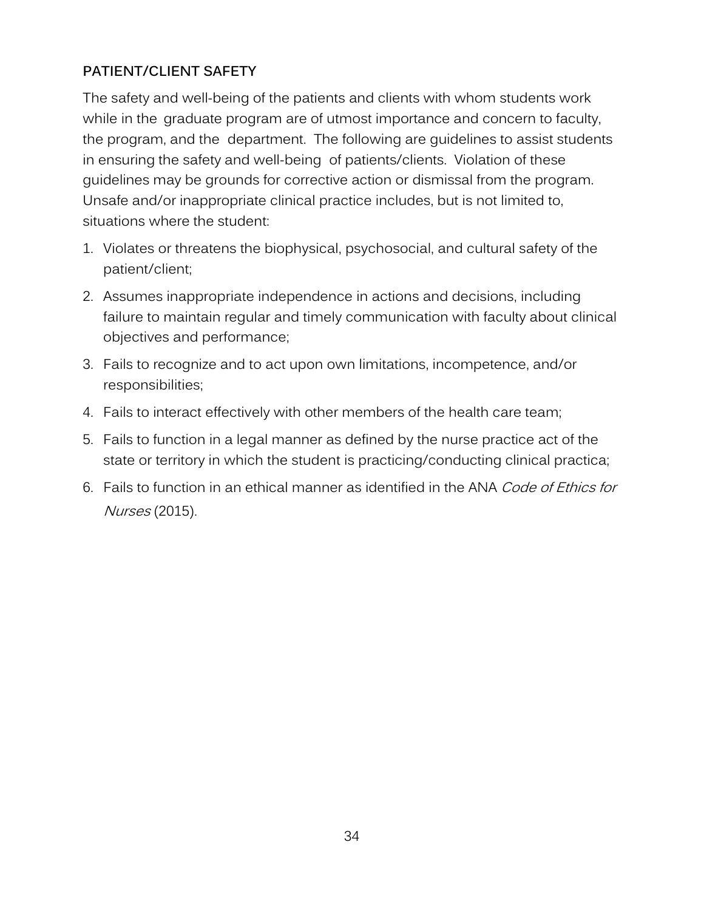## PATIENT/CLIENT SAFETY

The safety and well-being of the patients and clients with whom students work while in the graduate program are of utmost importance and concern to faculty, the program, and the department. The following are guidelines to assist students in ensuring the safety and well-being of patients/clients. Violation of these guidelines may be grounds for corrective action or dismissal from the program. Unsafe and/or inappropriate clinical practice includes, but is not limited to, situations where the student:

1. Violates or threatens the biophysical, psychosocial, and cultural safety of the patient/client;
2. Assumes inappropriate independence in actions and decisions, including failure to maintain regular and timely communication with faculty about clinical objectives and performance;
3. Fails to recognize and to act upon own limitations, incompetence, and/or responsibilities;
4. Fails to interact effectively with other members of the health care team;
5. Fails to function in a legal manner as defined by the nurse practice act of the state or territory in which the student is practicing/conducting clinical practica;
6. Fails to function in an ethical manner as identified in the ANA *Code of Ethics for Nurses* (2015).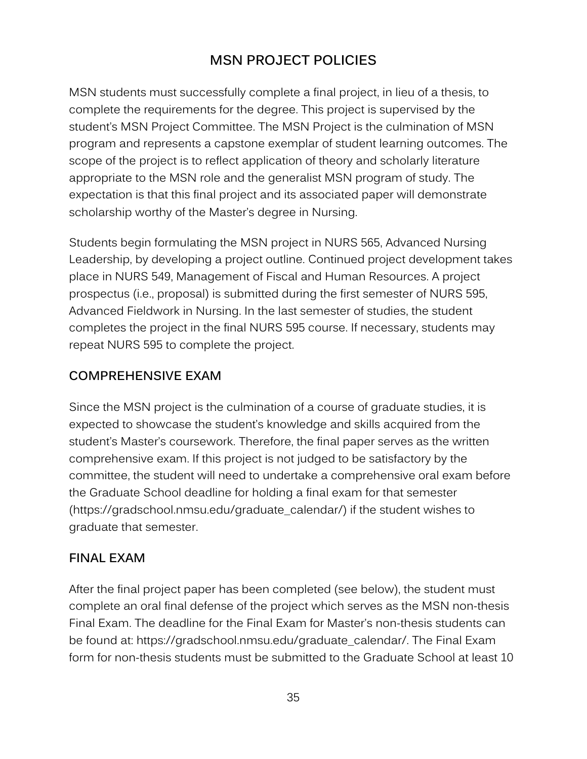## MSN PROJECT POLICIES

MSN students must successfully complete a final project, in lieu of a thesis, to complete the requirements for the degree. This project is supervised by the student's MSN Project Committee. The MSN Project is the culmination of MSN program and represents a capstone exemplar of student learning outcomes. The scope of the project is to reflect application of theory and scholarly literature appropriate to the MSN role and the generalist MSN program of study. The expectation is that this final project and its associated paper will demonstrate scholarship worthy of the Master's degree in Nursing.

Students begin formulating the MSN project in NURS 565, Advanced Nursing Leadership, by developing a project outline. Continued project development takes place in NURS 549, Management of Fiscal and Human Resources. A project prospectus (i.e., proposal) is submitted during the first semester of NURS 595, Advanced Fieldwork in Nursing. In the last semester of studies, the student completes the project in the final NURS 595 course. If necessary, students may repeat NURS 595 to complete the project.

### COMPREHENSIVE EXAM

Since the MSN project is the culmination of a course of graduate studies, it is expected to showcase the student's knowledge and skills acquired from the student's Master's coursework. Therefore, the final paper serves as the written comprehensive exam. If this project is not judged to be satisfactory by the committee, the student will need to undertake a comprehensive oral exam before the Graduate School deadline for holding a final exam for that semester (https://gradschool.nmsu.edu/graduate_calendar/) if the student wishes to graduate that semester.

### FINAL EXAM

After the final project paper has been completed (see below), the student must complete an oral final defense of the project which serves as the MSN non-thesis Final Exam. The deadline for the Final Exam for Master's non-thesis students can be found at: https://gradschool.nmsu.edu/graduate_calendar/. The Final Exam form for non-thesis students must be submitted to the Graduate School at least 10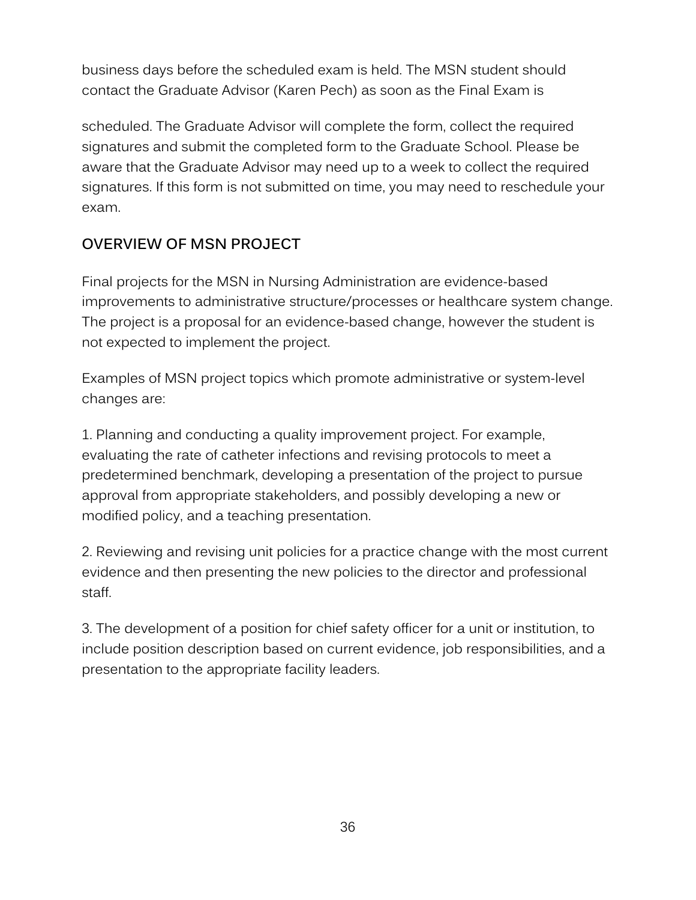business days before the scheduled exam is held. The MSN student should contact the Graduate Advisor (Karen Pech) as soon as the Final Exam is

scheduled. The Graduate Advisor will complete the form, collect the required signatures and submit the completed form to the Graduate School. Please be aware that the Graduate Advisor may need up to a week to collect the required signatures. If this form is not submitted on time, you may need to reschedule your exam.

## OVERVIEW OF MSN PROJECT

Final projects for the MSN in Nursing Administration are evidence-based improvements to administrative structure/processes or healthcare system change. The project is a proposal for an evidence-based change, however the student is not expected to implement the project.

Examples of MSN project topics which promote administrative or system-level changes are:

1. Planning and conducting a quality improvement project. For example, evaluating the rate of catheter infections and revising protocols to meet a predetermined benchmark, developing a presentation of the project to pursue approval from appropriate stakeholders, and possibly developing a new or modified policy, and a teaching presentation.

2. Reviewing and revising unit policies for a practice change with the most current evidence and then presenting the new policies to the director and professional staff.

3. The development of a position for chief safety officer for a unit or institution, to include position description based on current evidence, job responsibilities, and a presentation to the appropriate facility leaders.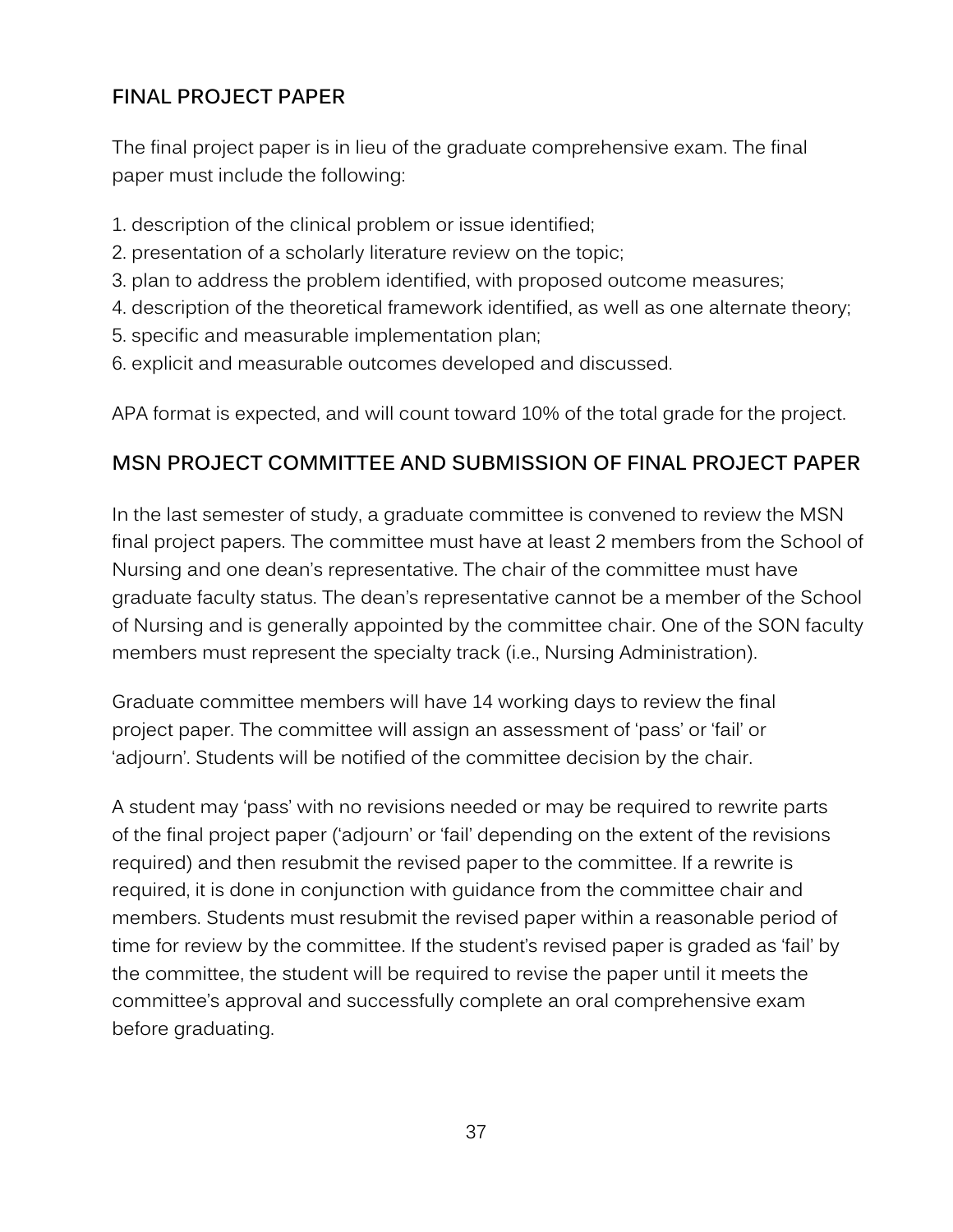## FINAL PROJECT PAPER

The final project paper is in lieu of the graduate comprehensive exam. The final paper must include the following:

1. description of the clinical problem or issue identified;
2. presentation of a scholarly literature review on the topic;
3. plan to address the problem identified, with proposed outcome measures;
4. description of the theoretical framework identified, as well as one alternate theory;
5. specific and measurable implementation plan;
6. explicit and measurable outcomes developed and discussed.

APA format is expected, and will count toward 10% of the total grade for the project.

## MSN PROJECT COMMITTEE AND SUBMISSION OF FINAL PROJECT PAPER

In the last semester of study, a graduate committee is convened to review the MSN final project papers. The committee must have at least 2 members from the School of Nursing and one dean's representative. The chair of the committee must have graduate faculty status. The dean's representative cannot be a member of the School of Nursing and is generally appointed by the committee chair. One of the SON faculty members must represent the specialty track (i.e., Nursing Administration).

Graduate committee members will have 14 working days to review the final project paper. The committee will assign an assessment of 'pass' or 'fail' or 'adjourn'. Students will be notified of the committee decision by the chair.

A student may 'pass' with no revisions needed or may be required to rewrite parts of the final project paper ('adjourn' or 'fail' depending on the extent of the revisions required) and then resubmit the revised paper to the committee. If a rewrite is required, it is done in conjunction with guidance from the committee chair and members. Students must resubmit the revised paper within a reasonable period of time for review by the committee. If the student's revised paper is graded as 'fail' by the committee, the student will be required to revise the paper until it meets the committee's approval and successfully complete an oral comprehensive exam before graduating.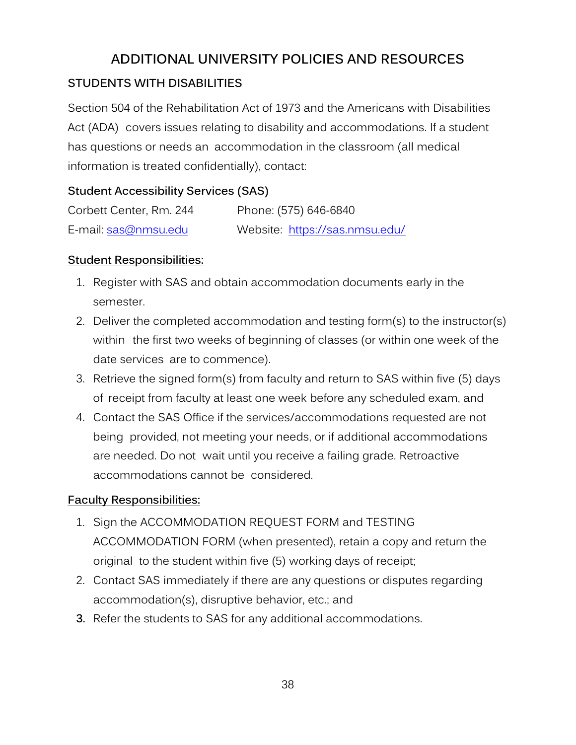# ADDITIONAL UNIVERSITY POLICIES AND RESOURCES

## STUDENTS WITH DISABILITIES

Section 504 of the Rehabilitation Act of 1973 and the Americans with Disabilities Act (ADA) covers issues relating to disability and accommodations. If a student has questions or needs an accommodation in the classroom (all medical information is treated confidentially), contact:

**Student Accessibility Services (SAS)**

Corbett Center, Rm. 244  
Phone: (575) 646-6840  
E-mail: [sas@nmsu.edu](mailto:sas@nmsu.edu)  
Website: [https://sas.nmsu.edu/](https://sas.nmsu.edu/)

**Student Responsibilities:**

1. Register with SAS and obtain accommodation documents early in the semester.
2. Deliver the completed accommodation and testing form(s) to the instructor(s) within the first two weeks of beginning of classes (or within one week of the date services are to commence).
3. Retrieve the signed form(s) from faculty and return to SAS within five (5) days of receipt from faculty at least one week before any scheduled exam, and
4. Contact the SAS Office if the services/accommodations requested are not being provided, not meeting your needs, or if additional accommodations are needed. Do not wait until you receive a failing grade. Retroactive accommodations cannot be considered.

**Faculty Responsibilities:**

1. Sign the ACCOMMODATION REQUEST FORM and TESTING ACCOMMODATION FORM (when presented), retain a copy and return the original to the student within five (5) working days of receipt;
2. Contact SAS immediately if there are any questions or disputes regarding accommodation(s), disruptive behavior, etc.; and
3. Refer the students to SAS for any additional accommodations.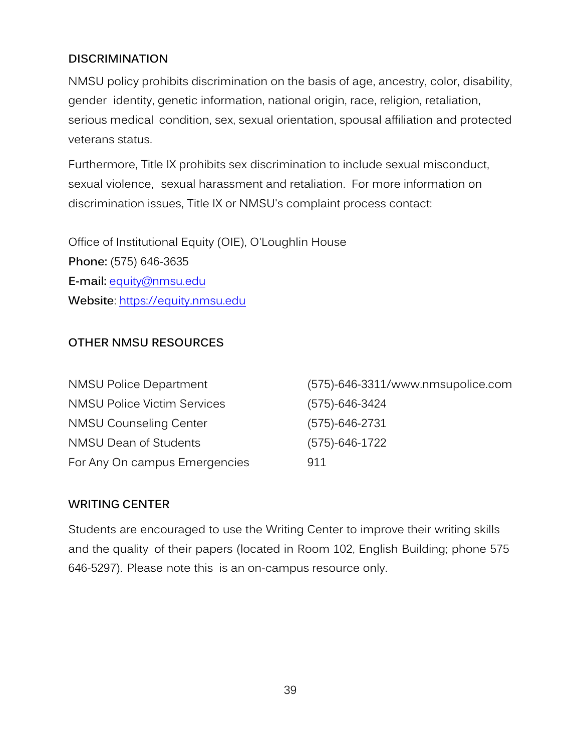## DISCRIMINATION

NMSU policy prohibits discrimination on the basis of age, ancestry, color, disability, gender identity, genetic information, national origin, race, religion, retaliation, serious medical condition, sex, sexual orientation, spousal affiliation and protected veterans status.

Furthermore, Title IX prohibits sex discrimination to include sexual misconduct, sexual violence, sexual harassment and retaliation. For more information on discrimination issues, Title IX or NMSU's complaint process contact:

Office of Institutional Equity (OIE), O'Loughlin House
**Phone:** (575) 646-3635
**E-mail:** equity@nmsu.edu
**Website**: https://equity.nmsu.edu

## OTHER NMSU RESOURCES

| | |
|---|---|
| NMSU Police Department | (575)-646-3311/www.nmsupolice.com |
| NMSU Police Victim Services | (575)-646-3424 |
| NMSU Counseling Center | (575)-646-2731 |
| NMSU Dean of Students | (575)-646-1722 |
| For Any On campus Emergencies | 911 |

## WRITING CENTER

Students are encouraged to use the Writing Center to improve their writing skills and the quality of their papers (located in Room 102, English Building; phone 575 646-5297). Please note this is an on-campus resource only.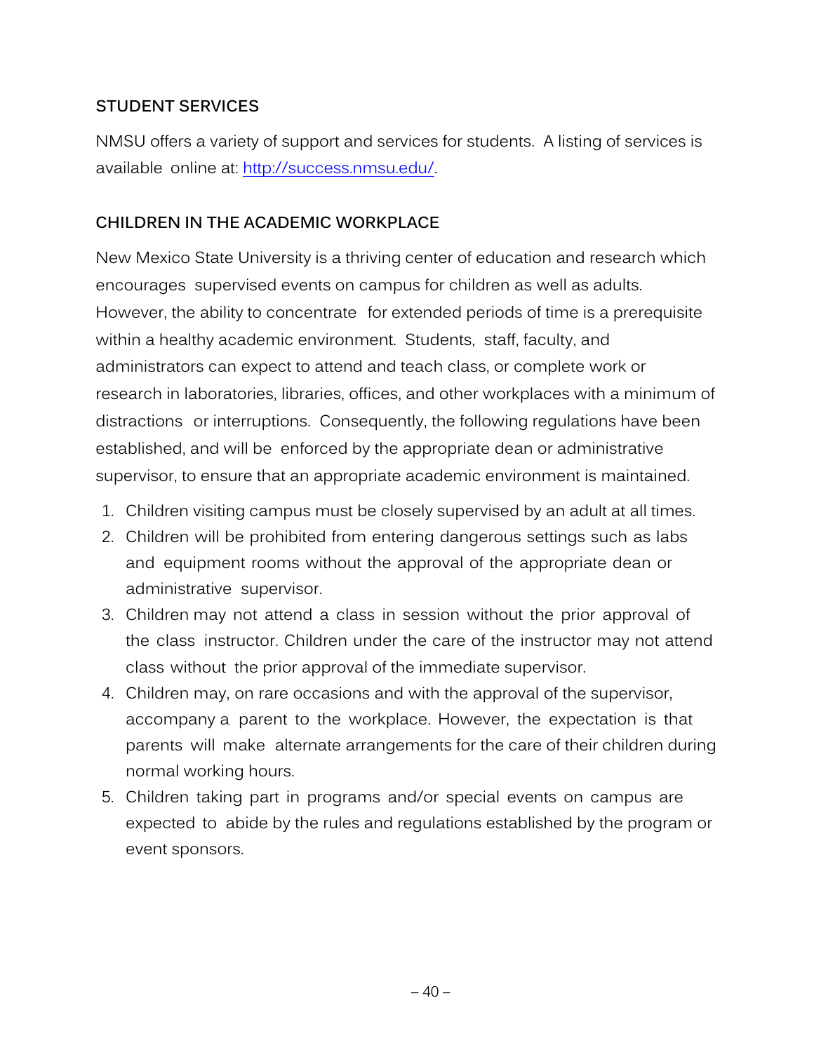## STUDENT SERVICES

NMSU offers a variety of support and services for students. A listing of services is available online at: http://success.nmsu.edu/.

## CHILDREN IN THE ACADEMIC WORKPLACE

New Mexico State University is a thriving center of education and research which encourages supervised events on campus for children as well as adults. However, the ability to concentrate for extended periods of time is a prerequisite within a healthy academic environment. Students, staff, faculty, and administrators can expect to attend and teach class, or complete work or research in laboratories, libraries, offices, and other workplaces with a minimum of distractions or interruptions. Consequently, the following regulations have been established, and will be enforced by the appropriate dean or administrative supervisor, to ensure that an appropriate academic environment is maintained.

1. Children visiting campus must be closely supervised by an adult at all times.
2. Children will be prohibited from entering dangerous settings such as labs and equipment rooms without the approval of the appropriate dean or administrative supervisor.
3. Children may not attend a class in session without the prior approval of the class instructor. Children under the care of the instructor may not attend class without the prior approval of the immediate supervisor.
4. Children may, on rare occasions and with the approval of the supervisor, accompany a parent to the workplace. However, the expectation is that parents will make alternate arrangements for the care of their children during normal working hours.
5. Children taking part in programs and/or special events on campus are expected to abide by the rules and regulations established by the program or event sponsors.